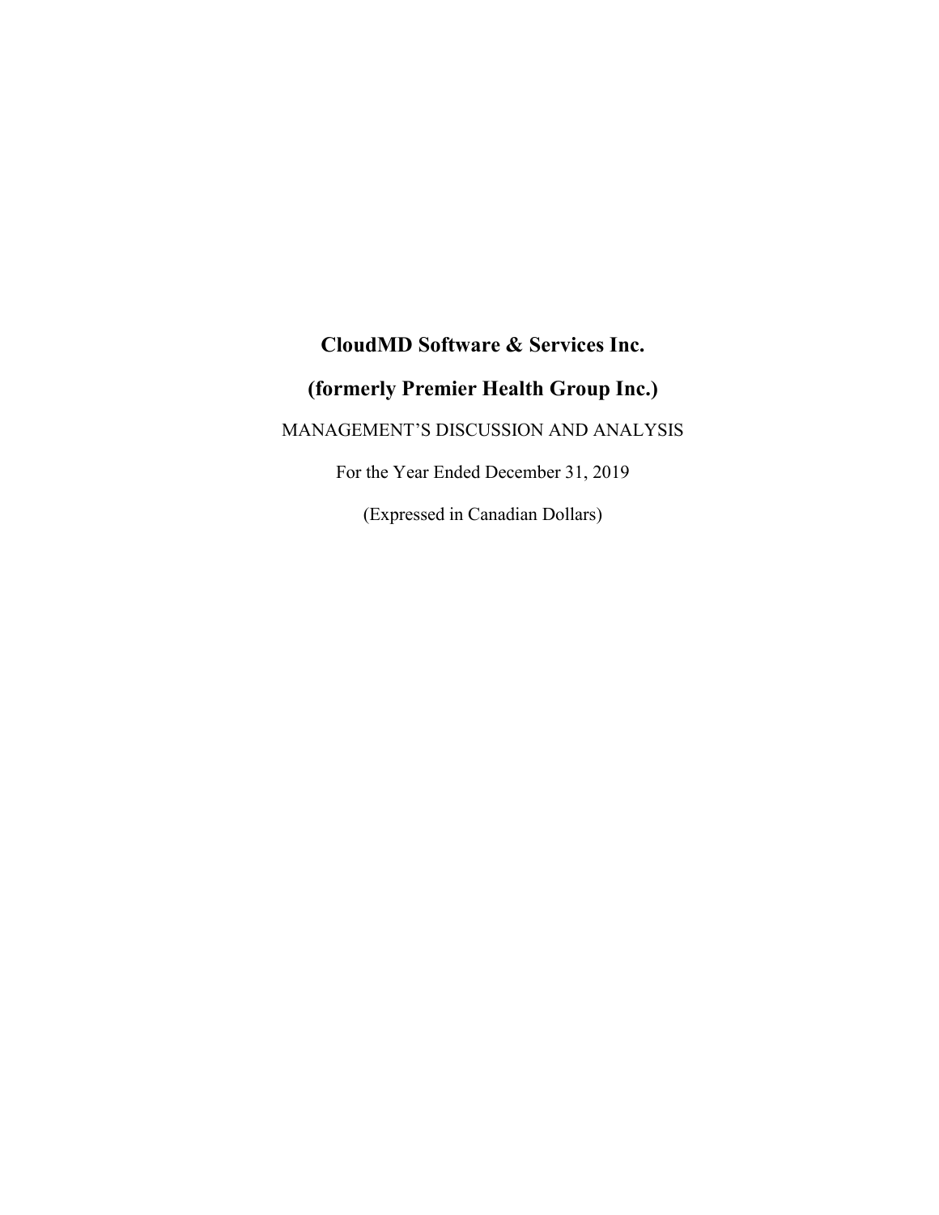# CloudMD Software & Services Inc.

# (formerly Premier Health Group Inc.)

MANAGEMENT'S DISCUSSION AND ANALYSIS

For the Year Ended December 31, 2019

(Expressed in Canadian Dollars)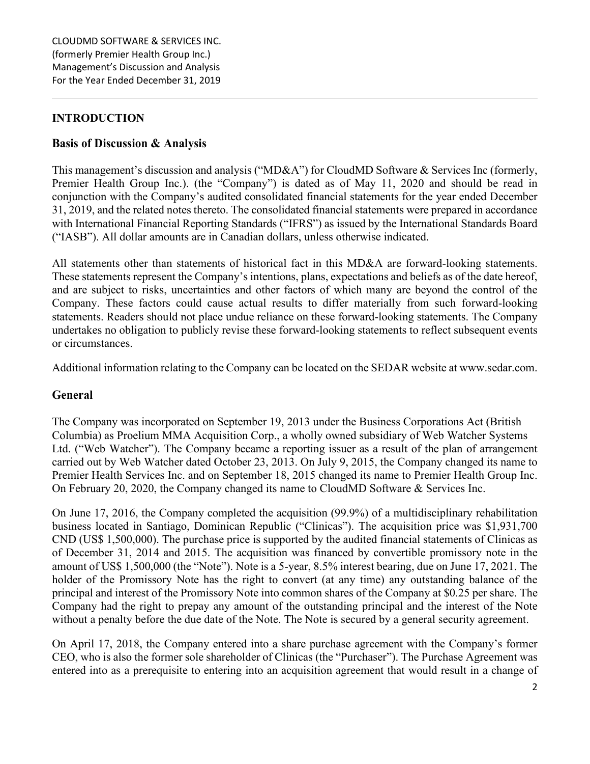## INTRODUCTION

### Basis of Discussion & Analysis

This management's discussion and analysis ("MD&A") for CloudMD Software & Services Inc (formerly, Premier Health Group Inc.). (the "Company") is dated as of May 11, 2020 and should be read in conjunction with the Company's audited consolidated financial statements for the year ended December 31, 2019, and the related notes thereto. The consolidated financial statements were prepared in accordance with International Financial Reporting Standards ("IFRS") as issued by the International Standards Board ("IASB"). All dollar amounts are in Canadian dollars, unless otherwise indicated.

All statements other than statements of historical fact in this MD&A are forward-looking statements. These statements represent the Company's intentions, plans, expectations and beliefs as of the date hereof, and are subject to risks, uncertainties and other factors of which many are beyond the control of the Company. These factors could cause actual results to differ materially from such forward-looking statements. Readers should not place undue reliance on these forward-looking statements. The Company undertakes no obligation to publicly revise these forward-looking statements to reflect subsequent events or circumstances.

Additional information relating to the Company can be located on the SEDAR website at www.sedar.com.

### General

The Company was incorporated on September 19, 2013 under the Business Corporations Act (British Columbia) as Proelium MMA Acquisition Corp., a wholly owned subsidiary of Web Watcher Systems Ltd. ("Web Watcher"). The Company became a reporting issuer as a result of the plan of arrangement carried out by Web Watcher dated October 23, 2013. On July 9, 2015, the Company changed its name to Premier Health Services Inc. and on September 18, 2015 changed its name to Premier Health Group Inc. On February 20, 2020, the Company changed its name to CloudMD Software & Services Inc.

On June 17, 2016, the Company completed the acquisition (99.9%) of a multidisciplinary rehabilitation business located in Santiago, Dominican Republic ("Clinicas"). The acquisition price was $1,931,700 CND (US$ 1,500,000). The purchase price is supported by the audited financial statements of Clinicas as of December 31, 2014 and 2015. The acquisition was financed by convertible promissory note in the amount of US$ 1,500,000 (the "Note"). Note is a 5-year, 8.5% interest bearing, due on June 17, 2021. The holder of the Promissory Note has the right to convert (at any time) any outstanding balance of the principal and interest of the Promissory Note into common shares of the Company at $0.25 per share. The Company had the right to prepay any amount of the outstanding principal and the interest of the Note without a penalty before the due date of the Note. The Note is secured by a general security agreement.

On April 17, 2018, the Company entered into a share purchase agreement with the Company's former CEO, who is also the former sole shareholder of Clinicas (the "Purchaser"). The Purchase Agreement was entered into as a prerequisite to entering into an acquisition agreement that would result in a change of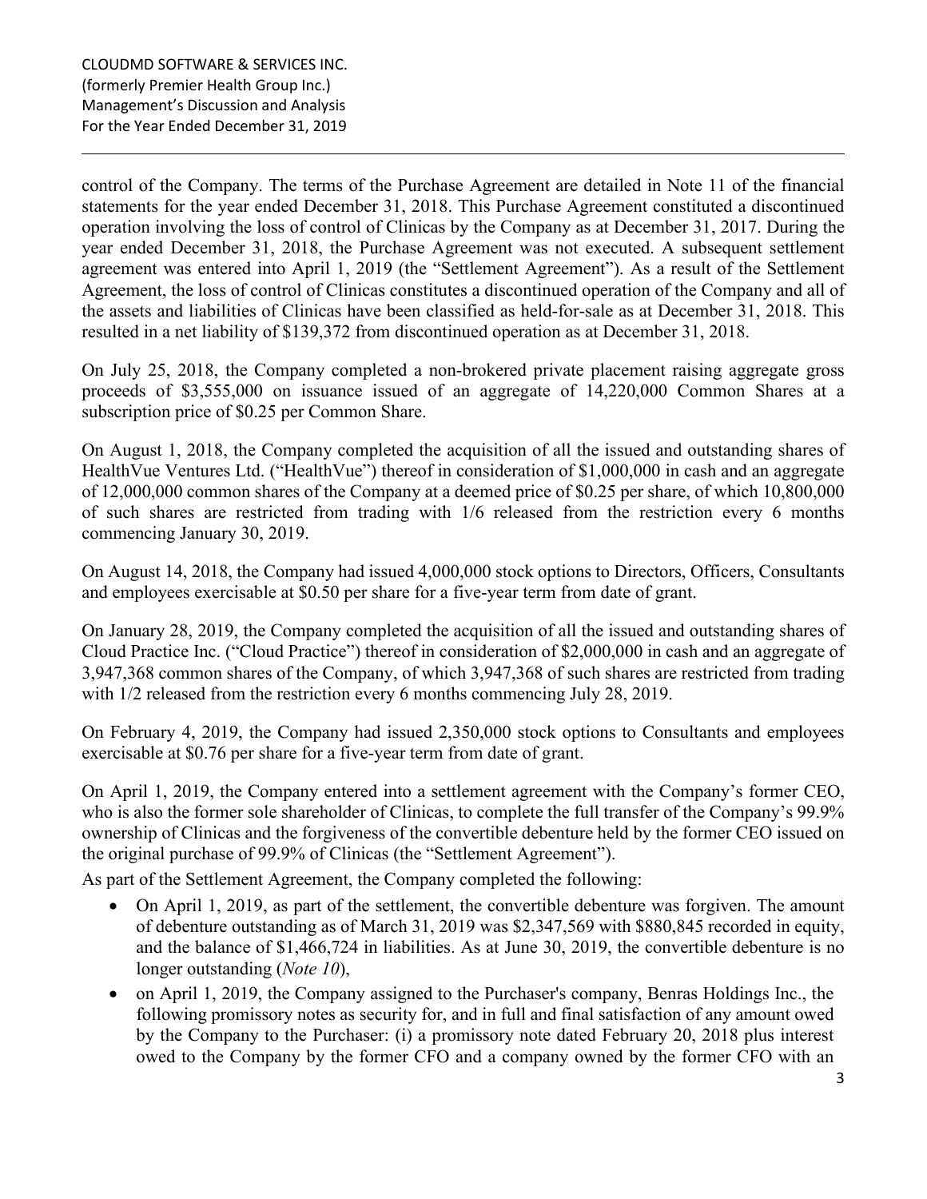control of the Company. The terms of the Purchase Agreement are detailed in Note 11 of the financial statements for the year ended December 31, 2018. This Purchase Agreement constituted a discontinued operation involving the loss of control of Clinicas by the Company as at December 31, 2017. During the year ended December 31, 2018, the Purchase Agreement was not executed. A subsequent settlement agreement was entered into April 1, 2019 (the "Settlement Agreement"). As a result of the Settlement Agreement, the loss of control of Clinicas constitutes a discontinued operation of the Company and all of the assets and liabilities of Clinicas have been classified as held-for-sale as at December 31, 2018. This resulted in a net liability of $139,372 from discontinued operation as at December 31, 2018.

On July 25, 2018, the Company completed a non-brokered private placement raising aggregate gross proceeds of $3,555,000 on issuance issued of an aggregate of 14,220,000 Common Shares at a subscription price of $0.25 per Common Share.

On August 1, 2018, the Company completed the acquisition of all the issued and outstanding shares of HealthVue Ventures Ltd. ("HealthVue") thereof in consideration of $1,000,000 in cash and an aggregate of 12,000,000 common shares of the Company at a deemed price of $0.25 per share, of which 10,800,000 of such shares are restricted from trading with 1/6 released from the restriction every 6 months commencing January 30, 2019.

On August 14, 2018, the Company had issued 4,000,000 stock options to Directors, Officers, Consultants and employees exercisable at $0.50 per share for a five-year term from date of grant.

On January 28, 2019, the Company completed the acquisition of all the issued and outstanding shares of Cloud Practice Inc. ("Cloud Practice") thereof in consideration of $2,000,000 in cash and an aggregate of 3,947,368 common shares of the Company, of which 3,947,368 of such shares are restricted from trading with 1/2 released from the restriction every 6 months commencing July 28, 2019.

On February 4, 2019, the Company had issued 2,350,000 stock options to Consultants and employees exercisable at $0.76 per share for a five-year term from date of grant.

On April 1, 2019, the Company entered into a settlement agreement with the Company's former CEO, who is also the former sole shareholder of Clinicas, to complete the full transfer of the Company's 99.9% ownership of Clinicas and the forgiveness of the convertible debenture held by the former CEO issued on the original purchase of 99.9% of Clinicas (the "Settlement Agreement").

As part of the Settlement Agreement, the Company completed the following:

- On April 1, 2019, as part of the settlement, the convertible debenture was forgiven. The amount of debenture outstanding as of March 31, 2019 was $2,347,569 with $880,845 recorded in equity, and the balance of $1,466,724 in liabilities. As at June 30, 2019, the convertible debenture is no longer outstanding (*Note 10*),
- on April 1, 2019, the Company assigned to the Purchaser's company, Benras Holdings Inc., the following promissory notes as security for, and in full and final satisfaction of any amount owed by the Company to the Purchaser: (i) a promissory note dated February 20, 2018 plus interest owed to the Company by the former CFO and a company owned by the former CFO with an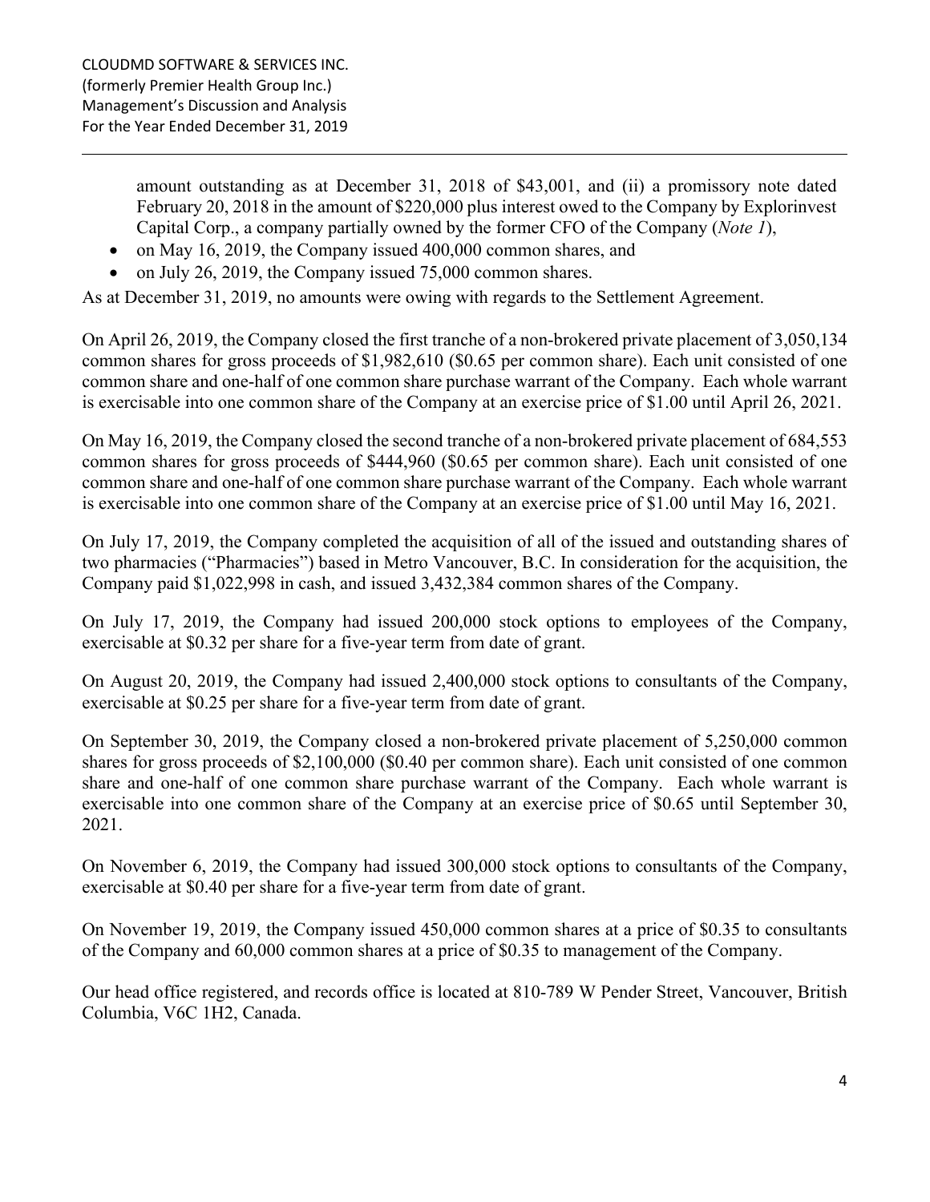amount outstanding as at December 31, 2018 of $43,001, and (ii) a promissory note dated February 20, 2018 in the amount of $220,000 plus interest owed to the Company by Explorinvest Capital Corp., a company partially owned by the former CFO of the Company (*Note 1*),

- on May 16, 2019, the Company issued 400,000 common shares, and
- on July 26, 2019, the Company issued 75,000 common shares.

As at December 31, 2019, no amounts were owing with regards to the Settlement Agreement.

On April 26, 2019, the Company closed the first tranche of a non-brokered private placement of 3,050,134 common shares for gross proceeds of $1,982,610 ($0.65 per common share). Each unit consisted of one common share and one-half of one common share purchase warrant of the Company. Each whole warrant is exercisable into one common share of the Company at an exercise price of $1.00 until April 26, 2021.

On May 16, 2019, the Company closed the second tranche of a non-brokered private placement of 684,553 common shares for gross proceeds of $444,960 ($0.65 per common share). Each unit consisted of one common share and one-half of one common share purchase warrant of the Company. Each whole warrant is exercisable into one common share of the Company at an exercise price of $1.00 until May 16, 2021.

On July 17, 2019, the Company completed the acquisition of all of the issued and outstanding shares of two pharmacies ("Pharmacies") based in Metro Vancouver, B.C. In consideration for the acquisition, the Company paid $1,022,998 in cash, and issued 3,432,384 common shares of the Company.

On July 17, 2019, the Company had issued 200,000 stock options to employees of the Company, exercisable at $0.32 per share for a five-year term from date of grant.

On August 20, 2019, the Company had issued 2,400,000 stock options to consultants of the Company, exercisable at $0.25 per share for a five-year term from date of grant.

On September 30, 2019, the Company closed a non-brokered private placement of 5,250,000 common shares for gross proceeds of $2,100,000 ($0.40 per common share). Each unit consisted of one common share and one-half of one common share purchase warrant of the Company. Each whole warrant is exercisable into one common share of the Company at an exercise price of $0.65 until September 30, 2021.

On November 6, 2019, the Company had issued 300,000 stock options to consultants of the Company, exercisable at $0.40 per share for a five-year term from date of grant.

On November 19, 2019, the Company issued 450,000 common shares at a price of $0.35 to consultants of the Company and 60,000 common shares at a price of $0.35 to management of the Company.

Our head office registered, and records office is located at 810-789 W Pender Street, Vancouver, British Columbia, V6C 1H2, Canada.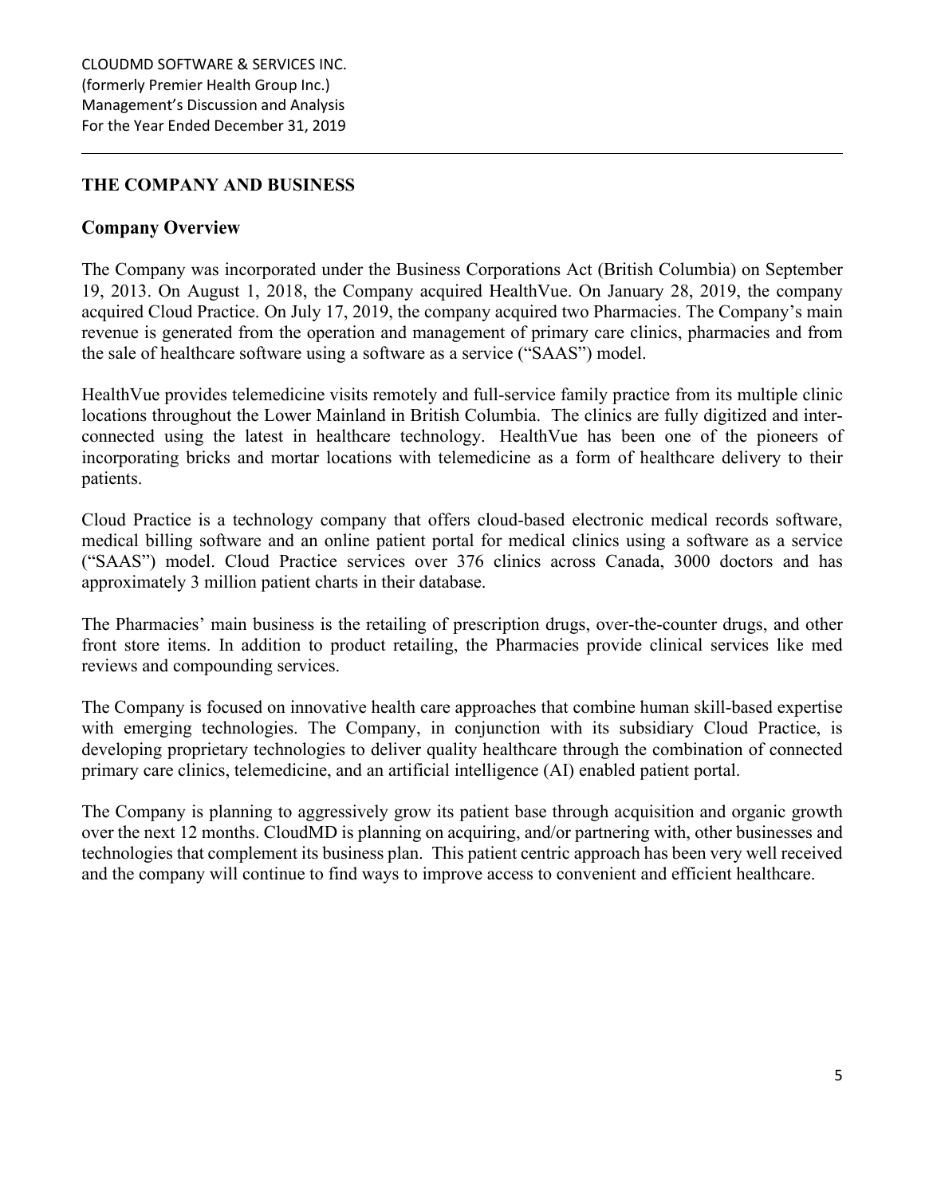## THE COMPANY AND BUSINESS

### Company Overview

The Company was incorporated under the Business Corporations Act (British Columbia) on September 19, 2013. On August 1, 2018, the Company acquired HealthVue. On January 28, 2019, the company acquired Cloud Practice. On July 17, 2019, the company acquired two Pharmacies. The Company's main revenue is generated from the operation and management of primary care clinics, pharmacies and from the sale of healthcare software using a software as a service ("SAAS") model.

HealthVue provides telemedicine visits remotely and full-service family practice from its multiple clinic locations throughout the Lower Mainland in British Columbia. The clinics are fully digitized and inter-connected using the latest in healthcare technology. HealthVue has been one of the pioneers of incorporating bricks and mortar locations with telemedicine as a form of healthcare delivery to their patients.

Cloud Practice is a technology company that offers cloud-based electronic medical records software, medical billing software and an online patient portal for medical clinics using a software as a service ("SAAS") model. Cloud Practice services over 376 clinics across Canada, 3000 doctors and has approximately 3 million patient charts in their database.

The Pharmacies' main business is the retailing of prescription drugs, over-the-counter drugs, and other front store items. In addition to product retailing, the Pharmacies provide clinical services like med reviews and compounding services.

The Company is focused on innovative health care approaches that combine human skill-based expertise with emerging technologies. The Company, in conjunction with its subsidiary Cloud Practice, is developing proprietary technologies to deliver quality healthcare through the combination of connected primary care clinics, telemedicine, and an artificial intelligence (AI) enabled patient portal.

The Company is planning to aggressively grow its patient base through acquisition and organic growth over the next 12 months. CloudMD is planning on acquiring, and/or partnering with, other businesses and technologies that complement its business plan. This patient centric approach has been very well received and the company will continue to find ways to improve access to convenient and efficient healthcare.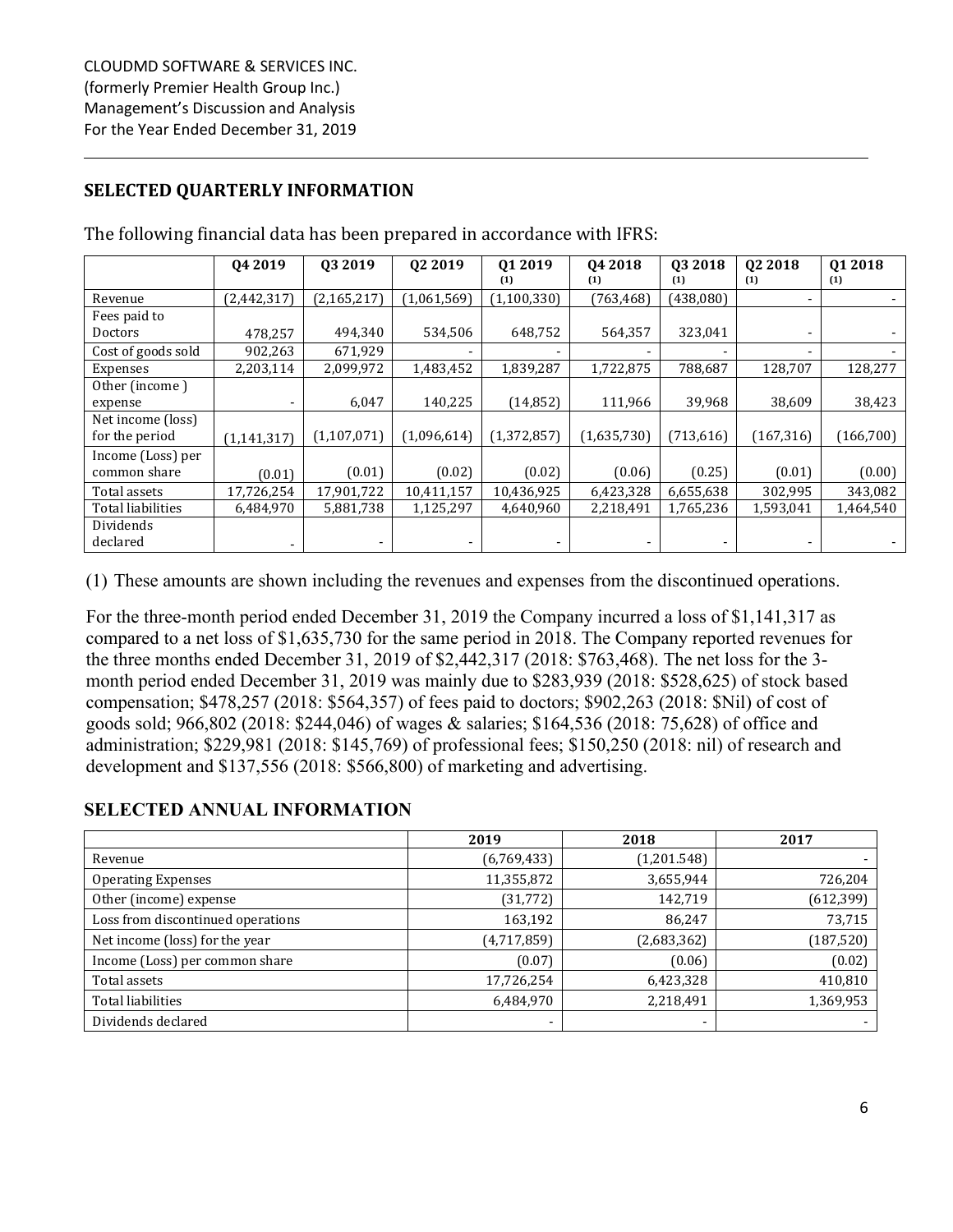CLOUDMD SOFTWARE & SERVICES INC.
(formerly Premier Health Group Inc.)
Management's Discussion and Analysis
For the Year Ended December 31, 2019

## SELECTED QUARTERLY INFORMATION

The following financial data has been prepared in accordance with IFRS:

| | Q4 2019 | Q3 2019 | Q2 2019 | Q1 2019 (1) | Q4 2018 (1) | Q3 2018 (1) | Q2 2018 (1) | Q1 2018 (1) |
|---|---|---|---|---|---|---|---|---|
| Revenue | (2,442,317) | (2,165,217) | (1,061,569) | (1,100,330) | (763,468) | (438,080) | - | - |
| Fees paid to Doctors | 478,257 | 494,340 | 534,506 | 648,752 | 564,357 | 323,041 | - | - |
| Cost of goods sold | 902,263 | 671,929 | - | - | - | - | - | - |
| Expenses | 2,203,114 | 2,099,972 | 1,483,452 | 1,839,287 | 1,722,875 | 788,687 | 128,707 | 128,277 |
| Other (income ) expense | - | 6,047 | 140,225 | (14,852) | 111,966 | 39,968 | 38,609 | 38,423 |
| Net income (loss) for the period | (1,141,317) | (1,107,071) | (1,096,614) | (1,372,857) | (1,635,730) | (713,616) | (167,316) | (166,700) |
| Income (Loss) per common share | (0.01) | (0.01) | (0.02) | (0.02) | (0.06) | (0.25) | (0.01) | (0.00) |
| Total assets | 17,726,254 | 17,901,722 | 10,411,157 | 10,436,925 | 6,423,328 | 6,655,638 | 302,995 | 343,082 |
| Total liabilities | 6,484,970 | 5,881,738 | 1,125,297 | 4,640,960 | 2,218,491 | 1,765,236 | 1,593,041 | 1,464,540 |
| Dividends declared | - | - | - | - | - | - | - | - |

(1) These amounts are shown including the revenues and expenses from the discontinued operations.

For the three-month period ended December 31, 2019 the Company incurred a loss of $1,141,317 as compared to a net loss of $1,635,730 for the same period in 2018. The Company reported revenues for the three months ended December 31, 2019 of $2,442,317 (2018: $763,468). The net loss for the 3-month period ended December 31, 2019 was mainly due to $283,939 (2018: $528,625) of stock based compensation; $478,257 (2018: $564,357) of fees paid to doctors; $902,263 (2018: $Nil) of cost of goods sold; 966,802 (2018: $244,046) of wages & salaries; $164,536 (2018: 75,628) of office and administration; $229,981 (2018: $145,769) of professional fees; $150,250 (2018: nil) of research and development and $137,556 (2018: $566,800) of marketing and advertising.

## SELECTED ANNUAL INFORMATION

| | 2019 | 2018 | 2017 |
|---|---|---|---|
| Revenue | (6,769,433) | (1,201.548) | - |
| Operating Expenses | 11,355,872 | 3,655,944 | 726,204 |
| Other (income) expense | (31,772) | 142,719 | (612,399) |
| Loss from discontinued operations | 163,192 | 86,247 | 73,715 |
| Net income (loss) for the year | (4,717,859) | (2,683,362) | (187,520) |
| Income (Loss) per common share | (0.07) | (0.06) | (0.02) |
| Total assets | 17,726,254 | 6,423,328 | 410,810 |
| Total liabilities | 6,484,970 | 2,218,491 | 1,369,953 |
| Dividends declared | - | - | - |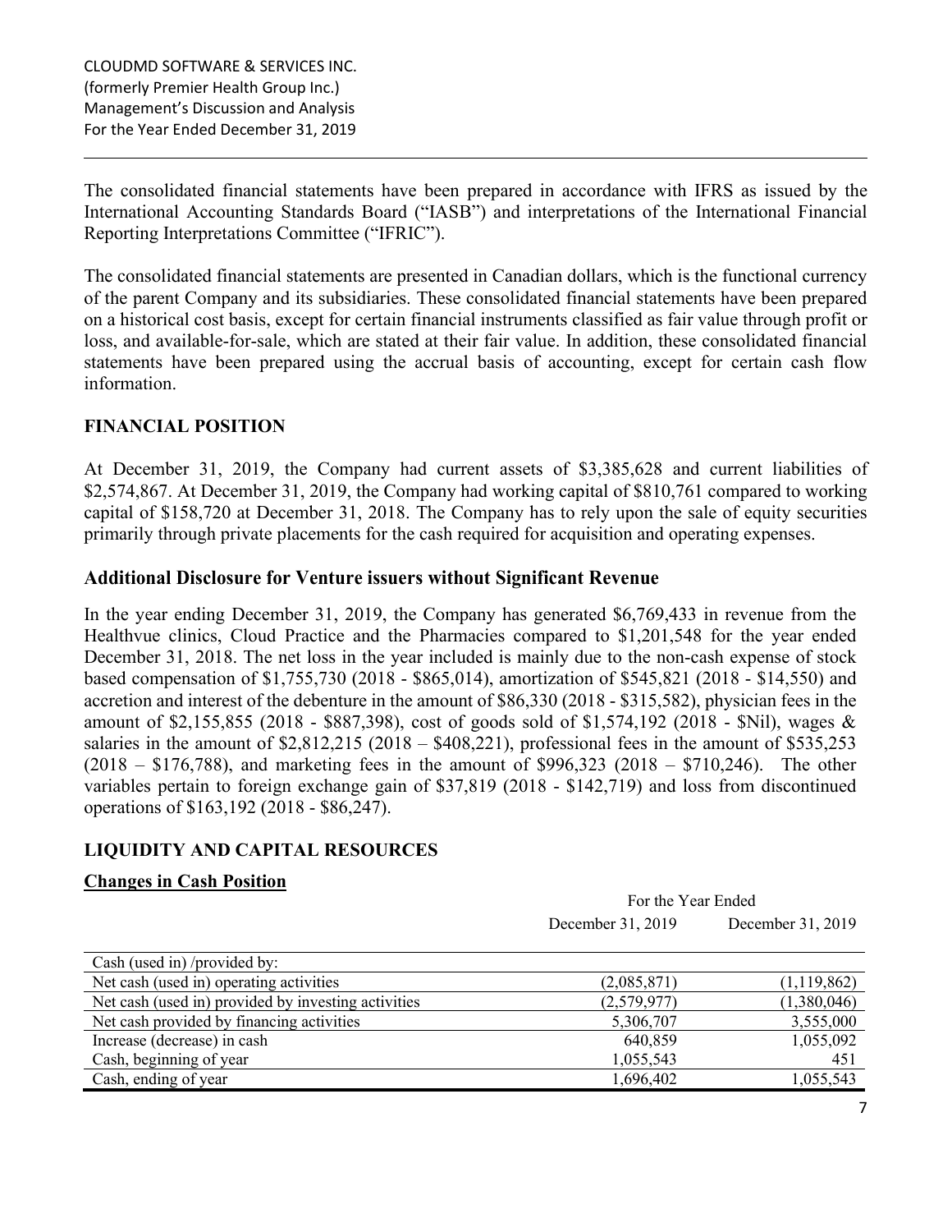The consolidated financial statements have been prepared in accordance with IFRS as issued by the International Accounting Standards Board ("IASB") and interpretations of the International Financial Reporting Interpretations Committee ("IFRIC").

The consolidated financial statements are presented in Canadian dollars, which is the functional currency of the parent Company and its subsidiaries. These consolidated financial statements have been prepared on a historical cost basis, except for certain financial instruments classified as fair value through profit or loss, and available-for-sale, which are stated at their fair value. In addition, these consolidated financial statements have been prepared using the accrual basis of accounting, except for certain cash flow information.

## FINANCIAL POSITION

At December 31, 2019, the Company had current assets of $3,385,628 and current liabilities of $2,574,867. At December 31, 2019, the Company had working capital of $810,761 compared to working capital of $158,720 at December 31, 2018. The Company has to rely upon the sale of equity securities primarily through private placements for the cash required for acquisition and operating expenses.

### Additional Disclosure for Venture issuers without Significant Revenue

In the year ending December 31, 2019, the Company has generated $6,769,433 in revenue from the Healthvue clinics, Cloud Practice and the Pharmacies compared to $1,201,548 for the year ended December 31, 2018. The net loss in the year included is mainly due to the non-cash expense of stock based compensation of $1,755,730 (2018 - $865,014), amortization of $545,821 (2018 - $14,550) and accretion and interest of the debenture in the amount of $86,330 (2018 - $315,582), physician fees in the amount of $2,155,855 (2018 - $887,398), cost of goods sold of $1,574,192 (2018 - $Nil), wages & salaries in the amount of $2,812,215 (2018 – $408,221), professional fees in the amount of $535,253 (2018 – $176,788), and marketing fees in the amount of $996,323 (2018 – $710,246). The other variables pertain to foreign exchange gain of $37,819 (2018 - $142,719) and loss from discontinued operations of $163,192 (2018 - $86,247).

## LIQUIDITY AND CAPITAL RESOURCES

**Changes in Cash Position**

| | For the Year Ended | |
|---|---|---|
| | December 31, 2019 | December 31, 2019 |
| Cash (used in) /provided by: | | |
| Net cash (used in) operating activities | (2,085,871) | (1,119,862) |
| Net cash (used in) provided by investing activities | (2,579,977) | (1,380,046) |
| Net cash provided by financing activities | 5,306,707 | 3,555,000 |
| Increase (decrease) in cash | 640,859 | 1,055,092 |
| Cash, beginning of year | 1,055,543 | 451 |
| Cash, ending of year | 1,696,402 | 1,055,543 |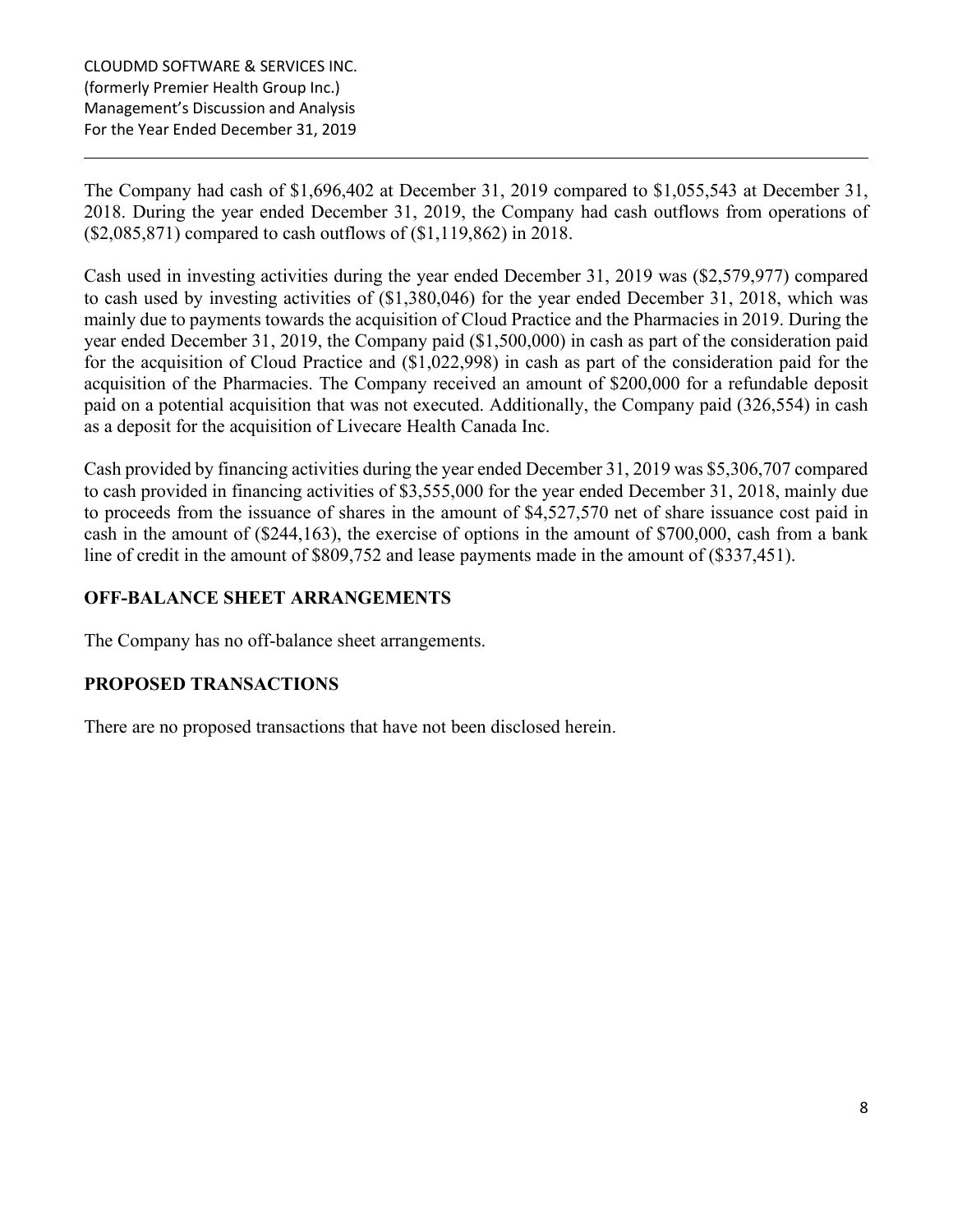The Company had cash of $1,696,402 at December 31, 2019 compared to $1,055,543 at December 31, 2018. During the year ended December 31, 2019, the Company had cash outflows from operations of ($2,085,871) compared to cash outflows of ($1,119,862) in 2018.

Cash used in investing activities during the year ended December 31, 2019 was ($2,579,977) compared to cash used by investing activities of ($1,380,046) for the year ended December 31, 2018, which was mainly due to payments towards the acquisition of Cloud Practice and the Pharmacies in 2019. During the year ended December 31, 2019, the Company paid ($1,500,000) in cash as part of the consideration paid for the acquisition of Cloud Practice and ($1,022,998) in cash as part of the consideration paid for the acquisition of the Pharmacies. The Company received an amount of $200,000 for a refundable deposit paid on a potential acquisition that was not executed. Additionally, the Company paid (326,554) in cash as a deposit for the acquisition of Livecare Health Canada Inc.

Cash provided by financing activities during the year ended December 31, 2019 was $5,306,707 compared to cash provided in financing activities of $3,555,000 for the year ended December 31, 2018, mainly due to proceeds from the issuance of shares in the amount of $4,527,570 net of share issuance cost paid in cash in the amount of ($244,163), the exercise of options in the amount of $700,000, cash from a bank line of credit in the amount of $809,752 and lease payments made in the amount of ($337,451).

## OFF-BALANCE SHEET ARRANGEMENTS

The Company has no off-balance sheet arrangements.

## PROPOSED TRANSACTIONS

There are no proposed transactions that have not been disclosed herein.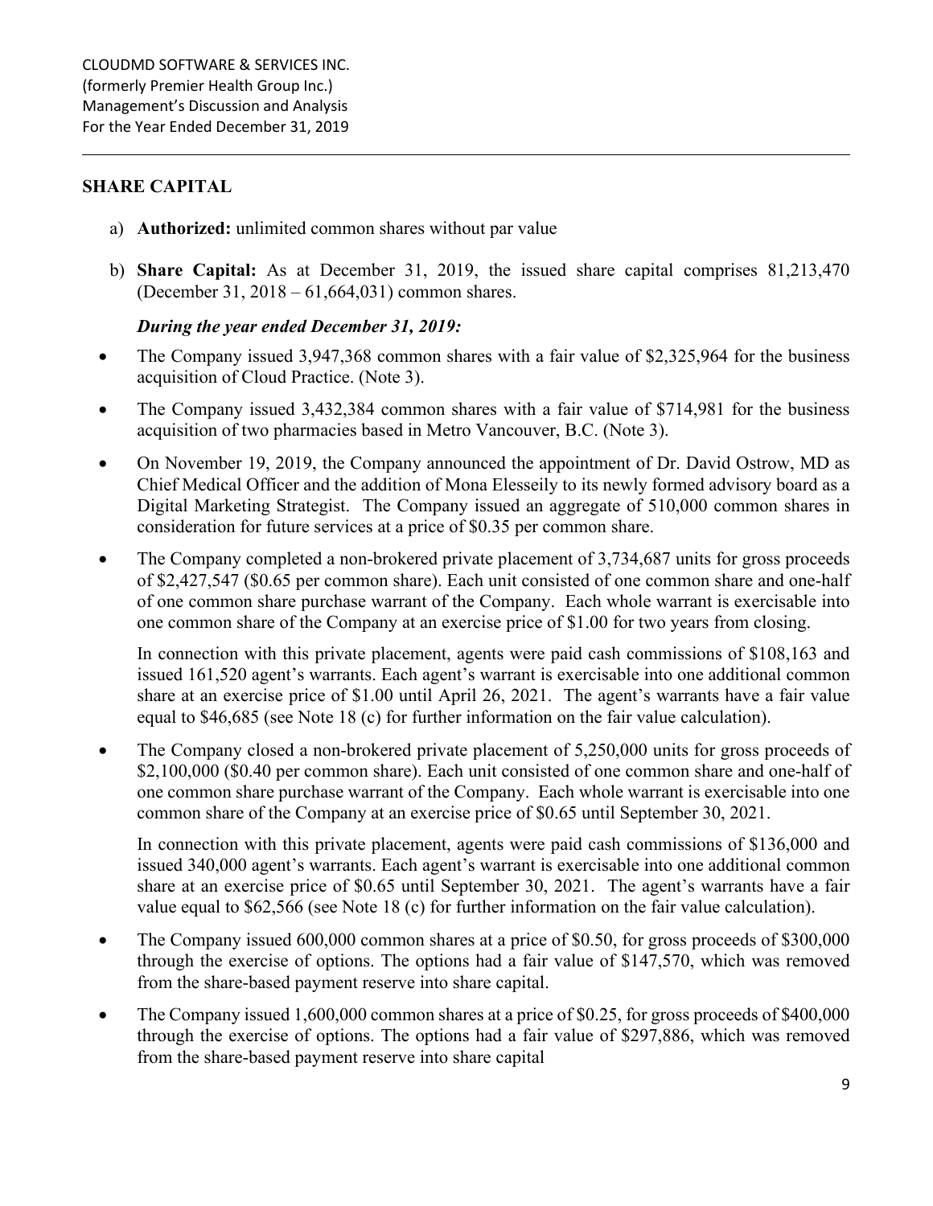## SHARE CAPITAL

a) **Authorized:** unlimited common shares without par value

b) **Share Capital:** As at December 31, 2019, the issued share capital comprises 81,213,470 (December 31, 2018 – 61,664,031) common shares.

***During the year ended December 31, 2019:***

- The Company issued 3,947,368 common shares with a fair value of $2,325,964 for the business acquisition of Cloud Practice. (Note 3).
- The Company issued 3,432,384 common shares with a fair value of $714,981 for the business acquisition of two pharmacies based in Metro Vancouver, B.C. (Note 3).
- On November 19, 2019, the Company announced the appointment of Dr. David Ostrow, MD as Chief Medical Officer and the addition of Mona Elesseily to its newly formed advisory board as a Digital Marketing Strategist. The Company issued an aggregate of 510,000 common shares in consideration for future services at a price of $0.35 per common share.
- The Company completed a non-brokered private placement of 3,734,687 units for gross proceeds of $2,427,547 ($0.65 per common share). Each unit consisted of one common share and one-half of one common share purchase warrant of the Company. Each whole warrant is exercisable into one common share of the Company at an exercise price of $1.00 for two years from closing.

  In connection with this private placement, agents were paid cash commissions of $108,163 and issued 161,520 agent's warrants. Each agent's warrant is exercisable into one additional common share at an exercise price of $1.00 until April 26, 2021. The agent's warrants have a fair value equal to $46,685 (see Note 18 (c) for further information on the fair value calculation).

- The Company closed a non-brokered private placement of 5,250,000 units for gross proceeds of $2,100,000 ($0.40 per common share). Each unit consisted of one common share and one-half of one common share purchase warrant of the Company. Each whole warrant is exercisable into one common share of the Company at an exercise price of $0.65 until September 30, 2021.

  In connection with this private placement, agents were paid cash commissions of $136,000 and issued 340,000 agent's warrants. Each agent's warrant is exercisable into one additional common share at an exercise price of $0.65 until September 30, 2021. The agent's warrants have a fair value equal to $62,566 (see Note 18 (c) for further information on the fair value calculation).

- The Company issued 600,000 common shares at a price of $0.50, for gross proceeds of $300,000 through the exercise of options. The options had a fair value of $147,570, which was removed from the share-based payment reserve into share capital.
- The Company issued 1,600,000 common shares at a price of $0.25, for gross proceeds of $400,000 through the exercise of options. The options had a fair value of $297,886, which was removed from the share-based payment reserve into share capital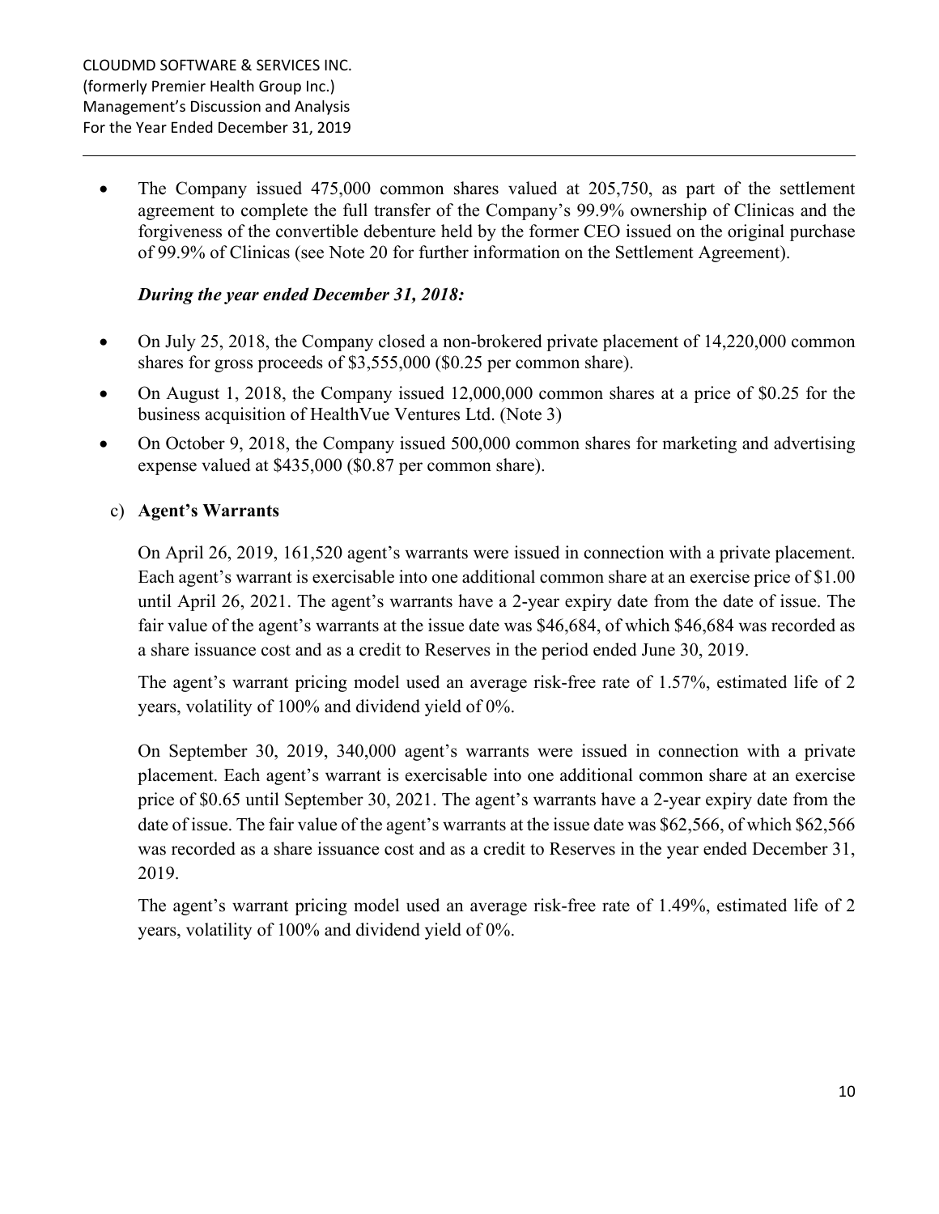- The Company issued 475,000 common shares valued at 205,750, as part of the settlement agreement to complete the full transfer of the Company's 99.9% ownership of Clinicas and the forgiveness of the convertible debenture held by the former CEO issued on the original purchase of 99.9% of Clinicas (see Note 20 for further information on the Settlement Agreement).

***During the year ended December 31, 2018:***

- On July 25, 2018, the Company closed a non-brokered private placement of 14,220,000 common shares for gross proceeds of $3,555,000 ($0.25 per common share).
- On August 1, 2018, the Company issued 12,000,000 common shares at a price of $0.25 for the business acquisition of HealthVue Ventures Ltd. (Note 3)
- On October 9, 2018, the Company issued 500,000 common shares for marketing and advertising expense valued at $435,000 ($0.87 per common share).

c) **Agent's Warrants**

On April 26, 2019, 161,520 agent's warrants were issued in connection with a private placement. Each agent's warrant is exercisable into one additional common share at an exercise price of $1.00 until April 26, 2021. The agent's warrants have a 2-year expiry date from the date of issue. The fair value of the agent's warrants at the issue date was $46,684, of which $46,684 was recorded as a share issuance cost and as a credit to Reserves in the period ended June 30, 2019.

The agent's warrant pricing model used an average risk-free rate of 1.57%, estimated life of 2 years, volatility of 100% and dividend yield of 0%.

On September 30, 2019, 340,000 agent's warrants were issued in connection with a private placement. Each agent's warrant is exercisable into one additional common share at an exercise price of $0.65 until September 30, 2021. The agent's warrants have a 2-year expiry date from the date of issue. The fair value of the agent's warrants at the issue date was $62,566, of which $62,566 was recorded as a share issuance cost and as a credit to Reserves in the year ended December 31, 2019.

The agent's warrant pricing model used an average risk-free rate of 1.49%, estimated life of 2 years, volatility of 100% and dividend yield of 0%.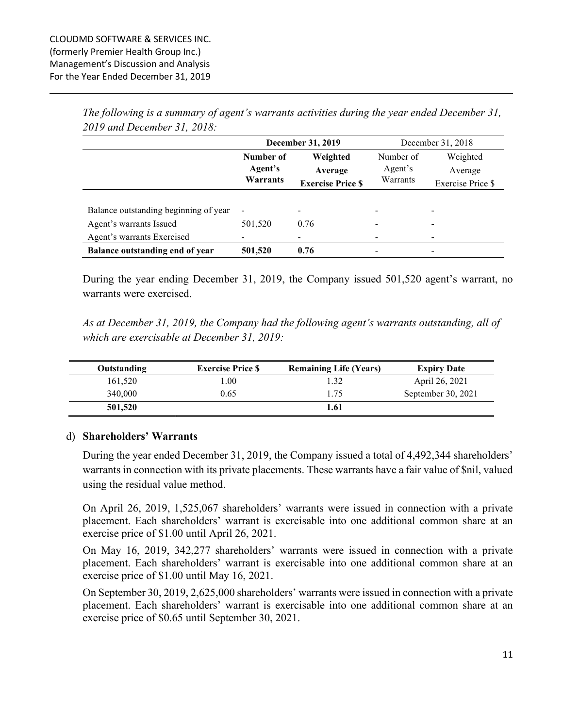*The following is a summary of agent's warrants activities during the year ended December 31, 2019 and December 31, 2018:*

| | **December 31, 2019** | | December 31, 2018 | |
|---|---|---|---|---|
| | **Number of Agent's Warrants** | **Weighted Average Exercise Price $** | Number of Agent's Warrants | Weighted Average Exercise Price $ |
| Balance outstanding beginning of year | - | - | - | - |
| Agent's warrants Issued | 501,520 | 0.76 | - | - |
| Agent's warrants Exercised | - | - | - | - |
| **Balance outstanding end of year** | **501,520** | **0.76** | - | - |

During the year ending December 31, 2019, the Company issued 501,520 agent's warrant, no warrants were exercised.

*As at December 31, 2019, the Company had the following agent's warrants outstanding, all of which are exercisable at December 31, 2019:*

| Outstanding | Exercise Price $ | Remaining Life (Years) | Expiry Date |
|---|---|---|---|
| 161,520 | 1.00 | 1.32 | April 26, 2021 |
| 340,000 | 0.65 | 1.75 | September 30, 2021 |
| **501,520** | | **1.61** | |

d) **Shareholders' Warrants**

During the year ended December 31, 2019, the Company issued a total of 4,492,344 shareholders' warrants in connection with its private placements. These warrants have a fair value of $nil, valued using the residual value method.

On April 26, 2019, 1,525,067 shareholders' warrants were issued in connection with a private placement. Each shareholders' warrant is exercisable into one additional common share at an exercise price of $1.00 until April 26, 2021.

On May 16, 2019, 342,277 shareholders' warrants were issued in connection with a private placement. Each shareholders' warrant is exercisable into one additional common share at an exercise price of $1.00 until May 16, 2021.

On September 30, 2019, 2,625,000 shareholders' warrants were issued in connection with a private placement. Each shareholders' warrant is exercisable into one additional common share at an exercise price of $0.65 until September 30, 2021.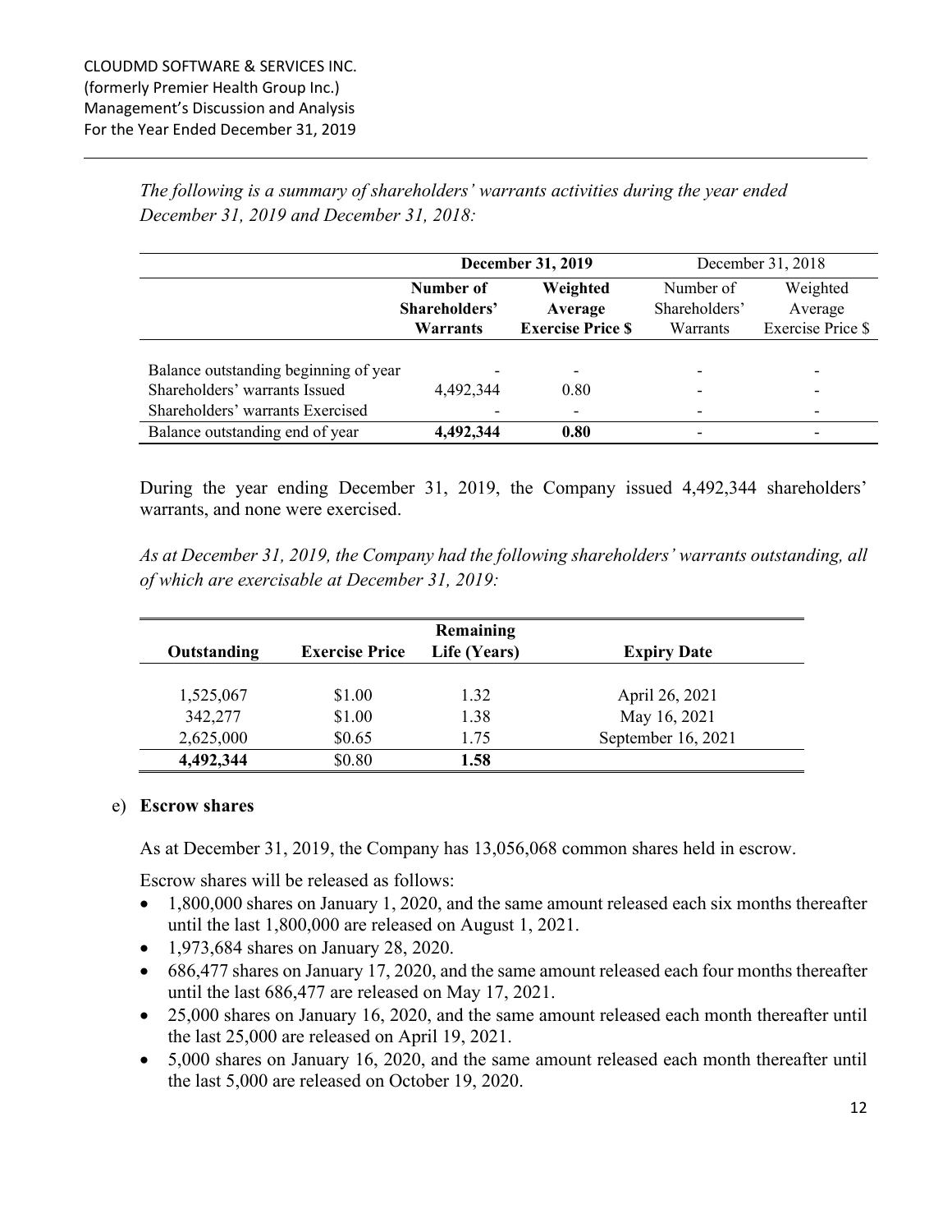*The following is a summary of shareholders' warrants activities during the year ended December 31, 2019 and December 31, 2018:*

| | **December 31, 2019** | | December 31, 2018 | |
|---|---|---|---|---|
| | **Number of Shareholders' Warrants** | **Weighted Average Exercise Price $** | Number of Shareholders' Warrants | Weighted Average Exercise Price $ |
| Balance outstanding beginning of year | - | - | - | - |
| Shareholders' warrants Issued | 4,492,344 | 0.80 | - | - |
| Shareholders' warrants Exercised | - | - | - | - |
| Balance outstanding end of year | **4,492,344** | **0.80** | - | - |

During the year ending December 31, 2019, the Company issued 4,492,344 shareholders' warrants, and none were exercised.

*As at December 31, 2019, the Company had the following shareholders' warrants outstanding, all of which are exercisable at December 31, 2019:*

| Outstanding | Exercise Price | Remaining Life (Years) | Expiry Date |
|---|---|---|---|
| 1,525,067 | $1.00 | 1.32 | April 26, 2021 |
| 342,277 | $1.00 | 1.38 | May 16, 2021 |
| 2,625,000 | $0.65 | 1.75 | September 16, 2021 |
| **4,492,344** | $0.80 | **1.58** | |

e) **Escrow shares**

As at December 31, 2019, the Company has 13,056,068 common shares held in escrow.

Escrow shares will be released as follows:

- 1,800,000 shares on January 1, 2020, and the same amount released each six months thereafter until the last 1,800,000 are released on August 1, 2021.
- 1,973,684 shares on January 28, 2020.
- 686,477 shares on January 17, 2020, and the same amount released each four months thereafter until the last 686,477 are released on May 17, 2021.
- 25,000 shares on January 16, 2020, and the same amount released each month thereafter until the last 25,000 are released on April 19, 2021.
- 5,000 shares on January 16, 2020, and the same amount released each month thereafter until the last 5,000 are released on October 19, 2020.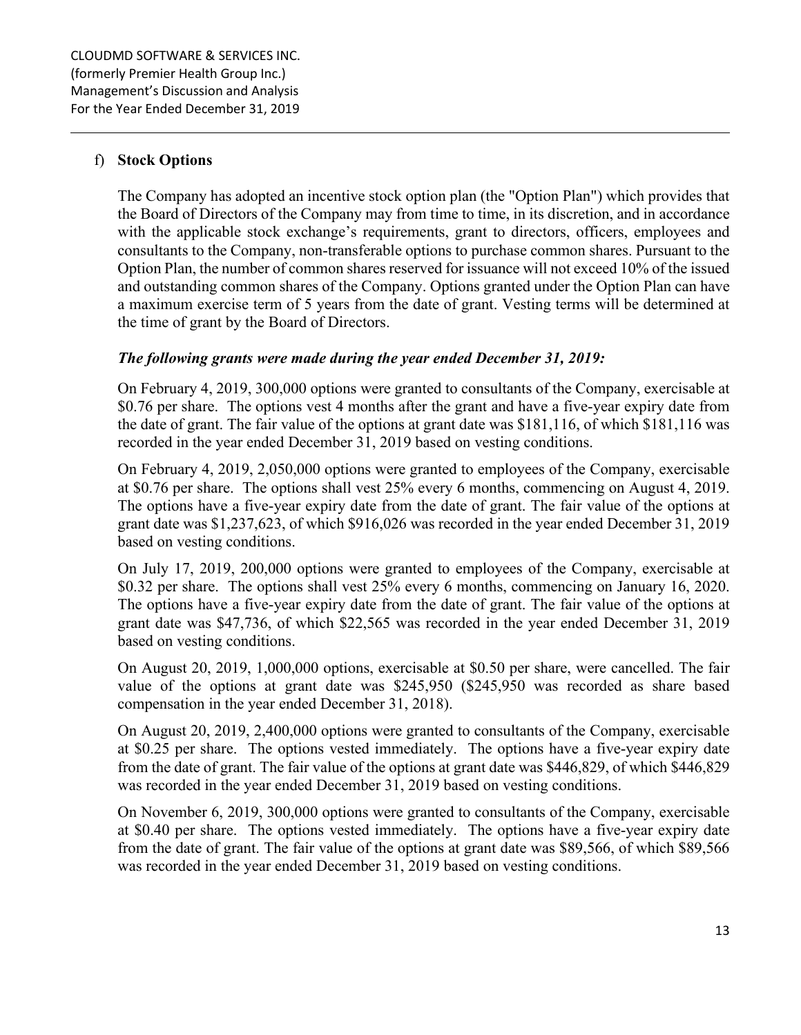f) **Stock Options**

The Company has adopted an incentive stock option plan (the "Option Plan") which provides that the Board of Directors of the Company may from time to time, in its discretion, and in accordance with the applicable stock exchange's requirements, grant to directors, officers, employees and consultants to the Company, non-transferable options to purchase common shares. Pursuant to the Option Plan, the number of common shares reserved for issuance will not exceed 10% of the issued and outstanding common shares of the Company. Options granted under the Option Plan can have a maximum exercise term of 5 years from the date of grant. Vesting terms will be determined at the time of grant by the Board of Directors.

***The following grants were made during the year ended December 31, 2019:***

On February 4, 2019, 300,000 options were granted to consultants of the Company, exercisable at $0.76 per share. The options vest 4 months after the grant and have a five-year expiry date from the date of grant. The fair value of the options at grant date was $181,116, of which $181,116 was recorded in the year ended December 31, 2019 based on vesting conditions.

On February 4, 2019, 2,050,000 options were granted to employees of the Company, exercisable at $0.76 per share. The options shall vest 25% every 6 months, commencing on August 4, 2019. The options have a five-year expiry date from the date of grant. The fair value of the options at grant date was $1,237,623, of which $916,026 was recorded in the year ended December 31, 2019 based on vesting conditions.

On July 17, 2019, 200,000 options were granted to employees of the Company, exercisable at $0.32 per share. The options shall vest 25% every 6 months, commencing on January 16, 2020. The options have a five-year expiry date from the date of grant. The fair value of the options at grant date was $47,736, of which $22,565 was recorded in the year ended December 31, 2019 based on vesting conditions.

On August 20, 2019, 1,000,000 options, exercisable at $0.50 per share, were cancelled. The fair value of the options at grant date was $245,950 ($245,950 was recorded as share based compensation in the year ended December 31, 2018).

On August 20, 2019, 2,400,000 options were granted to consultants of the Company, exercisable at $0.25 per share. The options vested immediately. The options have a five-year expiry date from the date of grant. The fair value of the options at grant date was $446,829, of which $446,829 was recorded in the year ended December 31, 2019 based on vesting conditions.

On November 6, 2019, 300,000 options were granted to consultants of the Company, exercisable at $0.40 per share. The options vested immediately. The options have a five-year expiry date from the date of grant. The fair value of the options at grant date was $89,566, of which $89,566 was recorded in the year ended December 31, 2019 based on vesting conditions.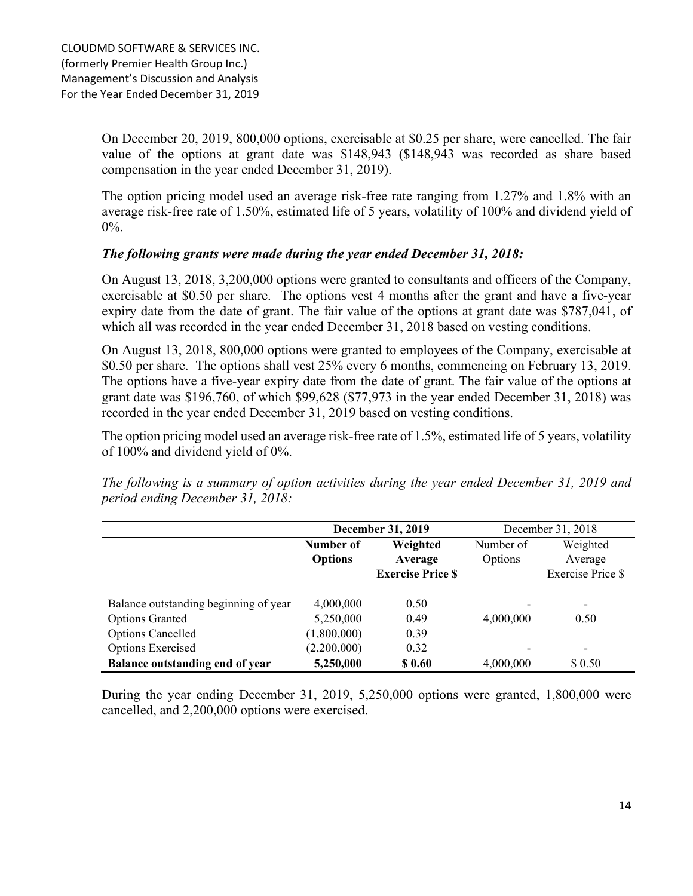On December 20, 2019, 800,000 options, exercisable at $0.25 per share, were cancelled. The fair value of the options at grant date was $148,943 ($148,943 was recorded as share based compensation in the year ended December 31, 2019).

The option pricing model used an average risk-free rate ranging from 1.27% and 1.8% with an average risk-free rate of 1.50%, estimated life of 5 years, volatility of 100% and dividend yield of 0%.

***The following grants were made during the year ended December 31, 2018:***

On August 13, 2018, 3,200,000 options were granted to consultants and officers of the Company, exercisable at $0.50 per share. The options vest 4 months after the grant and have a five-year expiry date from the date of grant. The fair value of the options at grant date was $787,041, of which all was recorded in the year ended December 31, 2018 based on vesting conditions.

On August 13, 2018, 800,000 options were granted to employees of the Company, exercisable at $0.50 per share. The options shall vest 25% every 6 months, commencing on February 13, 2019. The options have a five-year expiry date from the date of grant. The fair value of the options at grant date was $196,760, of which $99,628 ($77,973 in the year ended December 31, 2018) was recorded in the year ended December 31, 2019 based on vesting conditions.

The option pricing model used an average risk-free rate of 1.5%, estimated life of 5 years, volatility of 100% and dividend yield of 0%.

*The following is a summary of option activities during the year ended December 31, 2019 and period ending December 31, 2018:*

| | **December 31, 2019** | | December 31, 2018 | |
|---|---|---|---|---|
| | **Number of Options** | **Weighted Average Exercise Price $** | Number of Options | Weighted Average Exercise Price $ |
| Balance outstanding beginning of year | 4,000,000 | 0.50 | - | - |
| Options Granted | 5,250,000 | 0.49 | 4,000,000 | 0.50 |
| Options Cancelled | (1,800,000) | 0.39 | | |
| Options Exercised | (2,200,000) | 0.32 | - | - |
| **Balance outstanding end of year** | **5,250,000** | **$ 0.60** | 4,000,000 | $ 0.50 |

During the year ending December 31, 2019, 5,250,000 options were granted, 1,800,000 were cancelled, and 2,200,000 options were exercised.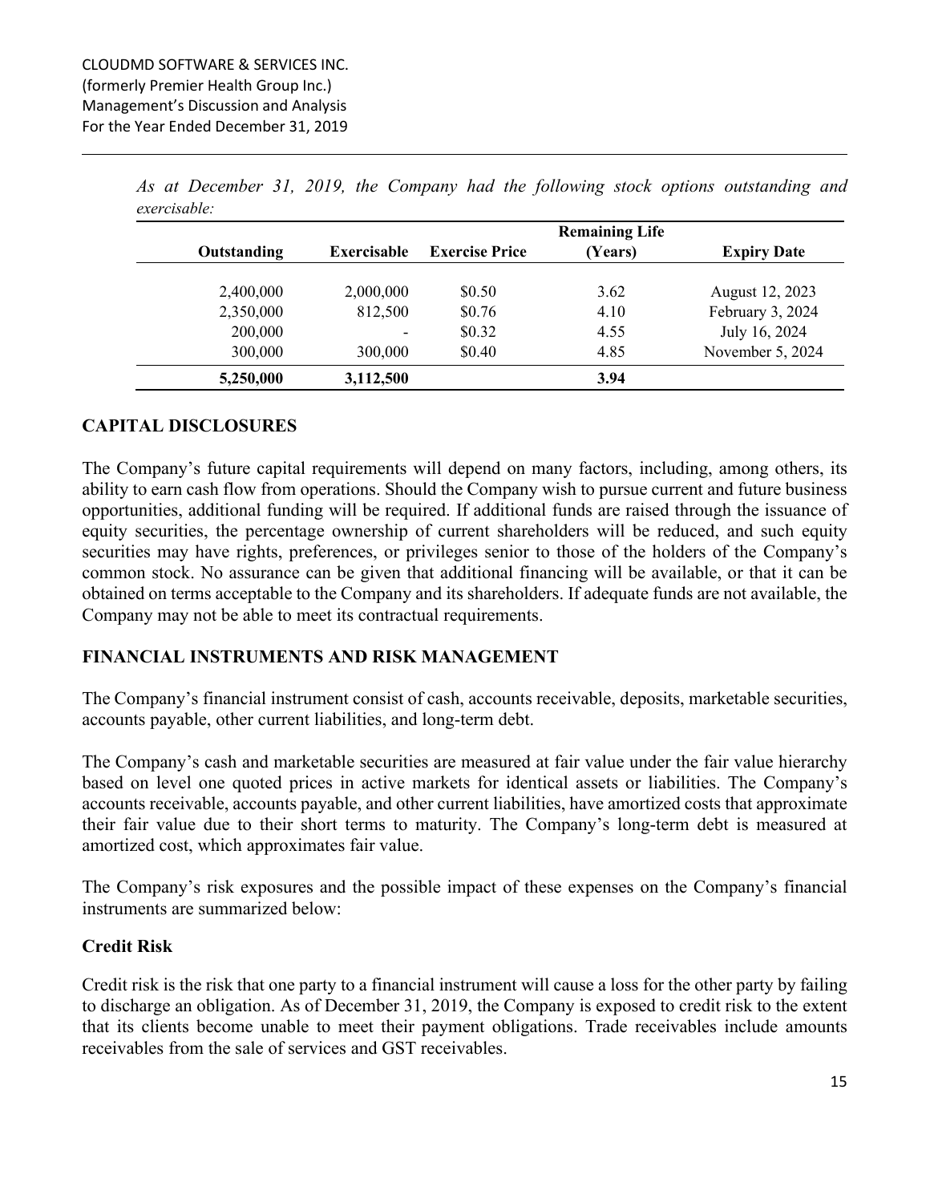*As at December 31, 2019, the Company had the following stock options outstanding and exercisable:*

| Outstanding | Exercisable | Exercise Price | Remaining Life (Years) | Expiry Date |
|---|---|---|---|---|
| 2,400,000 | 2,000,000 | $0.50 | 3.62 | August 12, 2023 |
| 2,350,000 | 812,500 | $0.76 | 4.10 | February 3, 2024 |
| 200,000 | - | $0.32 | 4.55 | July 16, 2024 |
| 300,000 | 300,000 | $0.40 | 4.85 | November 5, 2024 |
| **5,250,000** | **3,112,500** | | **3.94** | |

## CAPITAL DISCLOSURES

The Company's future capital requirements will depend on many factors, including, among others, its ability to earn cash flow from operations. Should the Company wish to pursue current and future business opportunities, additional funding will be required. If additional funds are raised through the issuance of equity securities, the percentage ownership of current shareholders will be reduced, and such equity securities may have rights, preferences, or privileges senior to those of the holders of the Company's common stock. No assurance can be given that additional financing will be available, or that it can be obtained on terms acceptable to the Company and its shareholders. If adequate funds are not available, the Company may not be able to meet its contractual requirements.

## FINANCIAL INSTRUMENTS AND RISK MANAGEMENT

The Company's financial instrument consist of cash, accounts receivable, deposits, marketable securities, accounts payable, other current liabilities, and long-term debt.

The Company's cash and marketable securities are measured at fair value under the fair value hierarchy based on level one quoted prices in active markets for identical assets or liabilities. The Company's accounts receivable, accounts payable, and other current liabilities, have amortized costs that approximate their fair value due to their short terms to maturity. The Company's long-term debt is measured at amortized cost, which approximates fair value.

The Company's risk exposures and the possible impact of these expenses on the Company's financial instruments are summarized below:

### Credit Risk

Credit risk is the risk that one party to a financial instrument will cause a loss for the other party by failing to discharge an obligation. As of December 31, 2019, the Company is exposed to credit risk to the extent that its clients become unable to meet their payment obligations. Trade receivables include amounts receivables from the sale of services and GST receivables.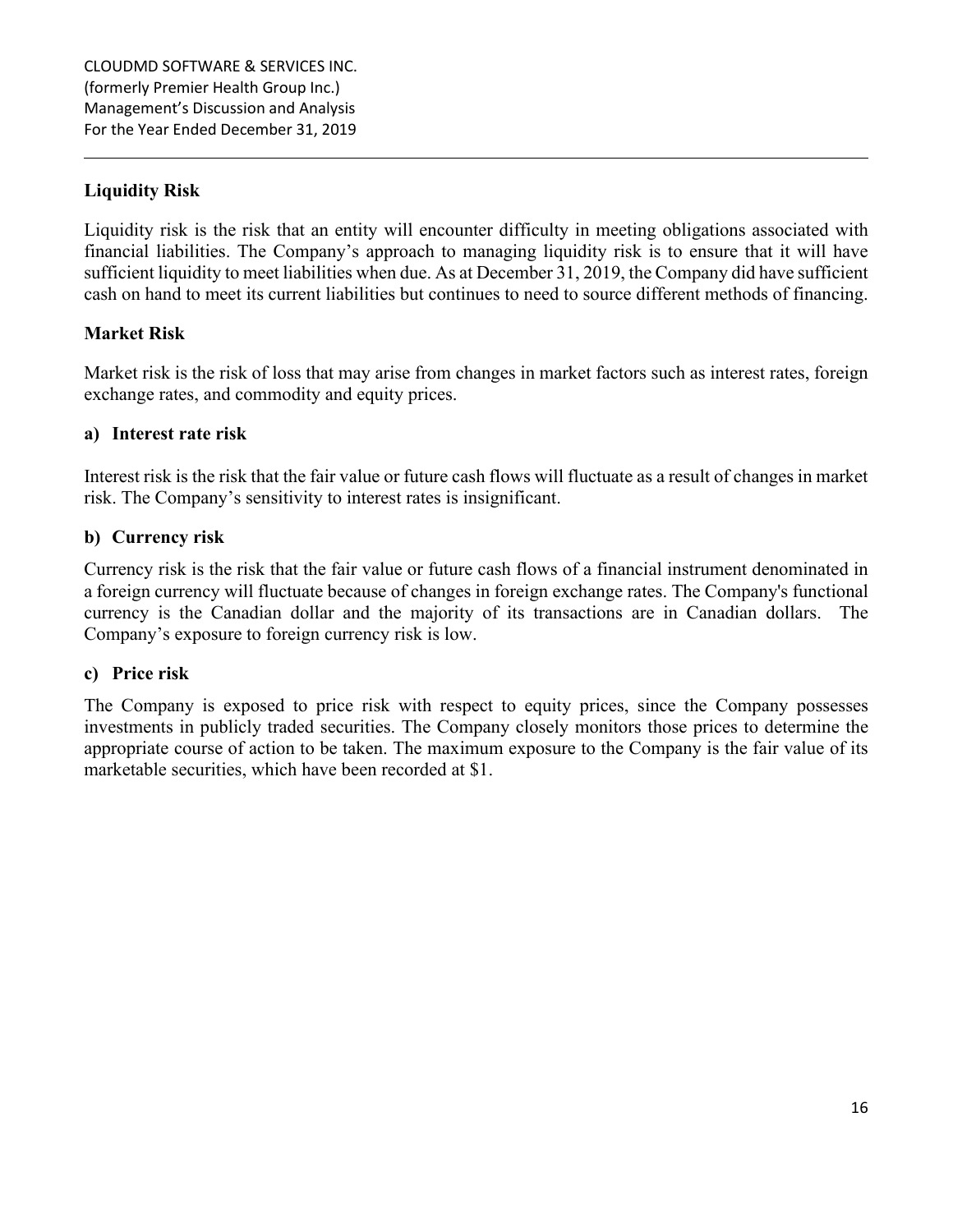## Liquidity Risk

Liquidity risk is the risk that an entity will encounter difficulty in meeting obligations associated with financial liabilities. The Company's approach to managing liquidity risk is to ensure that it will have sufficient liquidity to meet liabilities when due. As at December 31, 2019, the Company did have sufficient cash on hand to meet its current liabilities but continues to need to source different methods of financing.

## Market Risk

Market risk is the risk of loss that may arise from changes in market factors such as interest rates, foreign exchange rates, and commodity and equity prices.

### a) Interest rate risk

Interest risk is the risk that the fair value or future cash flows will fluctuate as a result of changes in market risk. The Company's sensitivity to interest rates is insignificant.

### b) Currency risk

Currency risk is the risk that the fair value or future cash flows of a financial instrument denominated in a foreign currency will fluctuate because of changes in foreign exchange rates. The Company's functional currency is the Canadian dollar and the majority of its transactions are in Canadian dollars. The Company's exposure to foreign currency risk is low.

### c) Price risk

The Company is exposed to price risk with respect to equity prices, since the Company possesses investments in publicly traded securities. The Company closely monitors those prices to determine the appropriate course of action to be taken. The maximum exposure to the Company is the fair value of its marketable securities, which have been recorded at $1.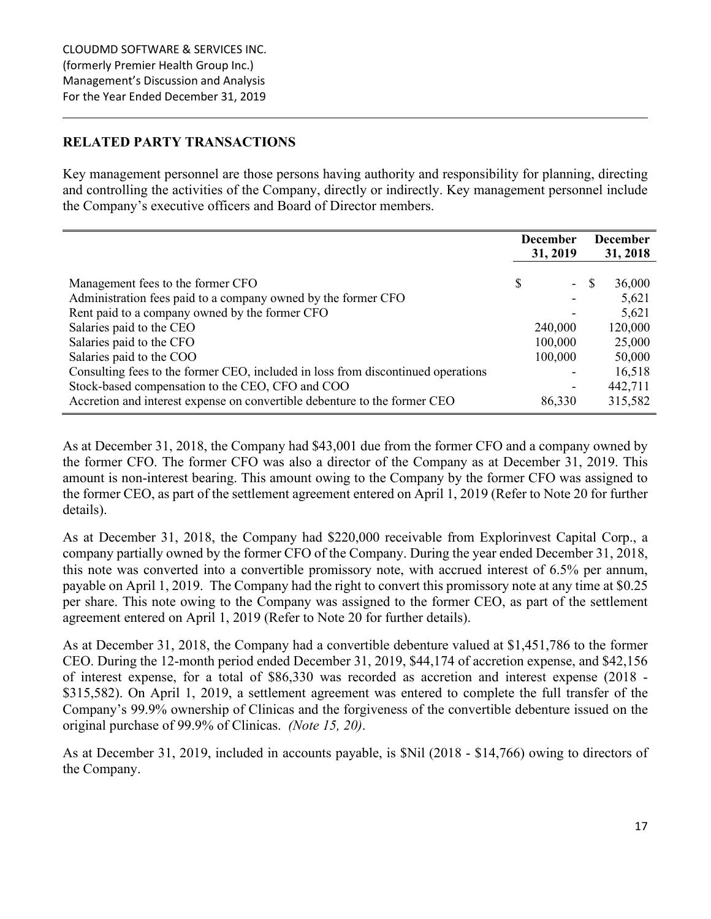## RELATED PARTY TRANSACTIONS

Key management personnel are those persons having authority and responsibility for planning, directing and controlling the activities of the Company, directly or indirectly. Key management personnel include the Company's executive officers and Board of Director members.

| | December 31, 2019 | December 31, 2018 |
|---|---|---|
| Management fees to the former CFO | $ - | $ 36,000 |
| Administration fees paid to a company owned by the former CFO | - | 5,621 |
| Rent paid to a company owned by the former CFO | - | 5,621 |
| Salaries paid to the CEO | 240,000 | 120,000 |
| Salaries paid to the CFO | 100,000 | 25,000 |
| Salaries paid to the COO | 100,000 | 50,000 |
| Consulting fees to the former CEO, included in loss from discontinued operations | - | 16,518 |
| Stock-based compensation to the CEO, CFO and COO | - | 442,711 |
| Accretion and interest expense on convertible debenture to the former CEO | 86,330 | 315,582 |

As at December 31, 2018, the Company had $43,001 due from the former CFO and a company owned by the former CFO. The former CFO was also a director of the Company as at December 31, 2019. This amount is non-interest bearing. This amount owing to the Company by the former CFO was assigned to the former CEO, as part of the settlement agreement entered on April 1, 2019 (Refer to Note 20 for further details).

As at December 31, 2018, the Company had $220,000 receivable from Explorinvest Capital Corp., a company partially owned by the former CFO of the Company. During the year ended December 31, 2018, this note was converted into a convertible promissory note, with accrued interest of 6.5% per annum, payable on April 1, 2019. The Company had the right to convert this promissory note at any time at $0.25 per share. This note owing to the Company was assigned to the former CEO, as part of the settlement agreement entered on April 1, 2019 (Refer to Note 20 for further details).

As at December 31, 2018, the Company had a convertible debenture valued at $1,451,786 to the former CEO. During the 12-month period ended December 31, 2019, $44,174 of accretion expense, and $42,156 of interest expense, for a total of $86,330 was recorded as accretion and interest expense (2018 - $315,582). On April 1, 2019, a settlement agreement was entered to complete the full transfer of the Company's 99.9% ownership of Clinicas and the forgiveness of the convertible debenture issued on the original purchase of 99.9% of Clinicas. *(Note 15, 20)*.

As at December 31, 2019, included in accounts payable, is $Nil (2018 - $14,766) owing to directors of the Company.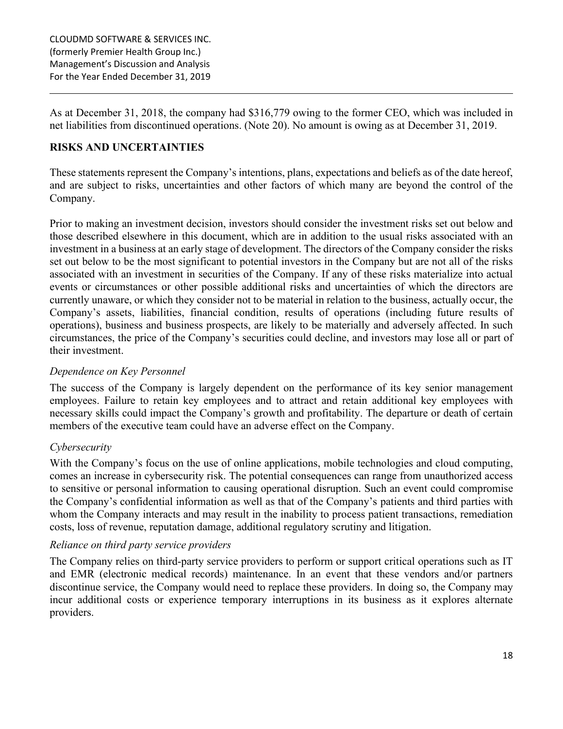As at December 31, 2018, the company had $316,779 owing to the former CEO, which was included in net liabilities from discontinued operations. (Note 20). No amount is owing as at December 31, 2019.

## RISKS AND UNCERTAINTIES

These statements represent the Company's intentions, plans, expectations and beliefs as of the date hereof, and are subject to risks, uncertainties and other factors of which many are beyond the control of the Company.

Prior to making an investment decision, investors should consider the investment risks set out below and those described elsewhere in this document, which are in addition to the usual risks associated with an investment in a business at an early stage of development. The directors of the Company consider the risks set out below to be the most significant to potential investors in the Company but are not all of the risks associated with an investment in securities of the Company. If any of these risks materialize into actual events or circumstances or other possible additional risks and uncertainties of which the directors are currently unaware, or which they consider not to be material in relation to the business, actually occur, the Company's assets, liabilities, financial condition, results of operations (including future results of operations), business and business prospects, are likely to be materially and adversely affected. In such circumstances, the price of the Company's securities could decline, and investors may lose all or part of their investment.

### *Dependence on Key Personnel*

The success of the Company is largely dependent on the performance of its key senior management employees. Failure to retain key employees and to attract and retain additional key employees with necessary skills could impact the Company's growth and profitability. The departure or death of certain members of the executive team could have an adverse effect on the Company.

### *Cybersecurity*

With the Company's focus on the use of online applications, mobile technologies and cloud computing, comes an increase in cybersecurity risk. The potential consequences can range from unauthorized access to sensitive or personal information to causing operational disruption. Such an event could compromise the Company's confidential information as well as that of the Company's patients and third parties with whom the Company interacts and may result in the inability to process patient transactions, remediation costs, loss of revenue, reputation damage, additional regulatory scrutiny and litigation.

### *Reliance on third party service providers*

The Company relies on third-party service providers to perform or support critical operations such as IT and EMR (electronic medical records) maintenance. In an event that these vendors and/or partners discontinue service, the Company would need to replace these providers. In doing so, the Company may incur additional costs or experience temporary interruptions in its business as it explores alternate providers.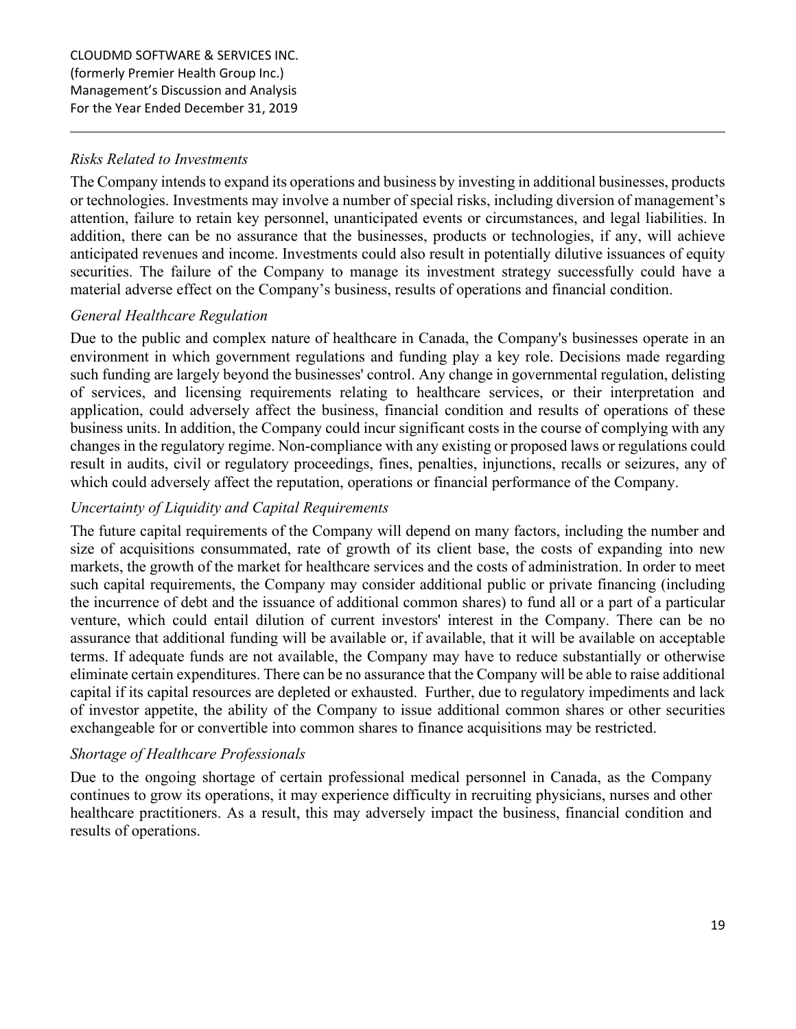*Risks Related to Investments*

The Company intends to expand its operations and business by investing in additional businesses, products or technologies. Investments may involve a number of special risks, including diversion of management's attention, failure to retain key personnel, unanticipated events or circumstances, and legal liabilities. In addition, there can be no assurance that the businesses, products or technologies, if any, will achieve anticipated revenues and income. Investments could also result in potentially dilutive issuances of equity securities. The failure of the Company to manage its investment strategy successfully could have a material adverse effect on the Company's business, results of operations and financial condition.

*General Healthcare Regulation*

Due to the public and complex nature of healthcare in Canada, the Company's businesses operate in an environment in which government regulations and funding play a key role. Decisions made regarding such funding are largely beyond the businesses' control. Any change in governmental regulation, delisting of services, and licensing requirements relating to healthcare services, or their interpretation and application, could adversely affect the business, financial condition and results of operations of these business units. In addition, the Company could incur significant costs in the course of complying with any changes in the regulatory regime. Non-compliance with any existing or proposed laws or regulations could result in audits, civil or regulatory proceedings, fines, penalties, injunctions, recalls or seizures, any of which could adversely affect the reputation, operations or financial performance of the Company.

*Uncertainty of Liquidity and Capital Requirements*

The future capital requirements of the Company will depend on many factors, including the number and size of acquisitions consummated, rate of growth of its client base, the costs of expanding into new markets, the growth of the market for healthcare services and the costs of administration. In order to meet such capital requirements, the Company may consider additional public or private financing (including the incurrence of debt and the issuance of additional common shares) to fund all or a part of a particular venture, which could entail dilution of current investors' interest in the Company. There can be no assurance that additional funding will be available or, if available, that it will be available on acceptable terms. If adequate funds are not available, the Company may have to reduce substantially or otherwise eliminate certain expenditures. There can be no assurance that the Company will be able to raise additional capital if its capital resources are depleted or exhausted. Further, due to regulatory impediments and lack of investor appetite, the ability of the Company to issue additional common shares or other securities exchangeable for or convertible into common shares to finance acquisitions may be restricted.

*Shortage of Healthcare Professionals*

Due to the ongoing shortage of certain professional medical personnel in Canada, as the Company continues to grow its operations, it may experience difficulty in recruiting physicians, nurses and other healthcare practitioners. As a result, this may adversely impact the business, financial condition and results of operations.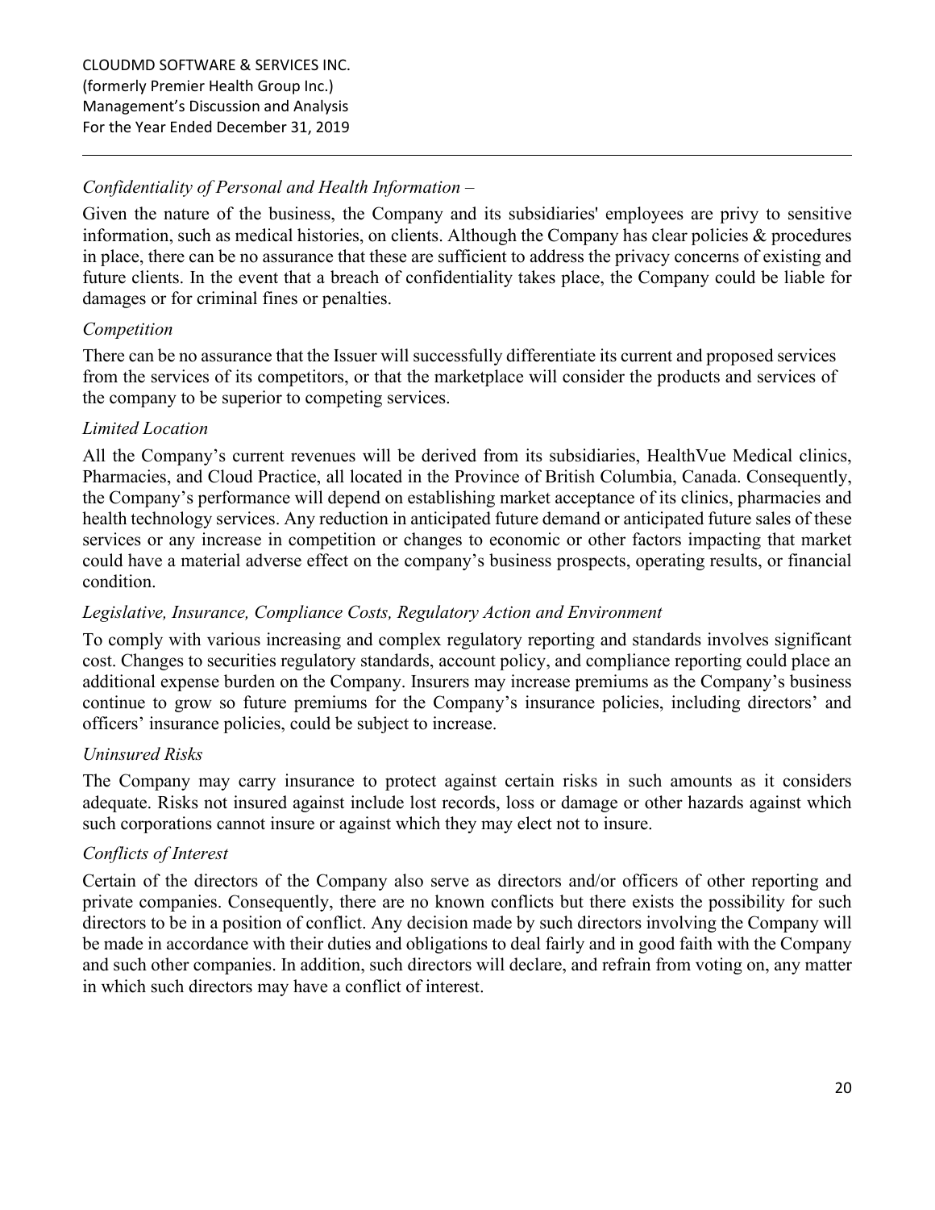*Confidentiality of Personal and Health Information –*

Given the nature of the business, the Company and its subsidiaries' employees are privy to sensitive information, such as medical histories, on clients. Although the Company has clear policies & procedures in place, there can be no assurance that these are sufficient to address the privacy concerns of existing and future clients. In the event that a breach of confidentiality takes place, the Company could be liable for damages or for criminal fines or penalties.

*Competition*

There can be no assurance that the Issuer will successfully differentiate its current and proposed services from the services of its competitors, or that the marketplace will consider the products and services of the company to be superior to competing services.

*Limited Location*

All the Company's current revenues will be derived from its subsidiaries, HealthVue Medical clinics, Pharmacies, and Cloud Practice, all located in the Province of British Columbia, Canada. Consequently, the Company's performance will depend on establishing market acceptance of its clinics, pharmacies and health technology services. Any reduction in anticipated future demand or anticipated future sales of these services or any increase in competition or changes to economic or other factors impacting that market could have a material adverse effect on the company's business prospects, operating results, or financial condition.

*Legislative, Insurance, Compliance Costs, Regulatory Action and Environment*

To comply with various increasing and complex regulatory reporting and standards involves significant cost. Changes to securities regulatory standards, account policy, and compliance reporting could place an additional expense burden on the Company. Insurers may increase premiums as the Company's business continue to grow so future premiums for the Company's insurance policies, including directors' and officers' insurance policies, could be subject to increase.

*Uninsured Risks*

The Company may carry insurance to protect against certain risks in such amounts as it considers adequate. Risks not insured against include lost records, loss or damage or other hazards against which such corporations cannot insure or against which they may elect not to insure.

*Conflicts of Interest*

Certain of the directors of the Company also serve as directors and/or officers of other reporting and private companies. Consequently, there are no known conflicts but there exists the possibility for such directors to be in a position of conflict. Any decision made by such directors involving the Company will be made in accordance with their duties and obligations to deal fairly and in good faith with the Company and such other companies. In addition, such directors will declare, and refrain from voting on, any matter in which such directors may have a conflict of interest.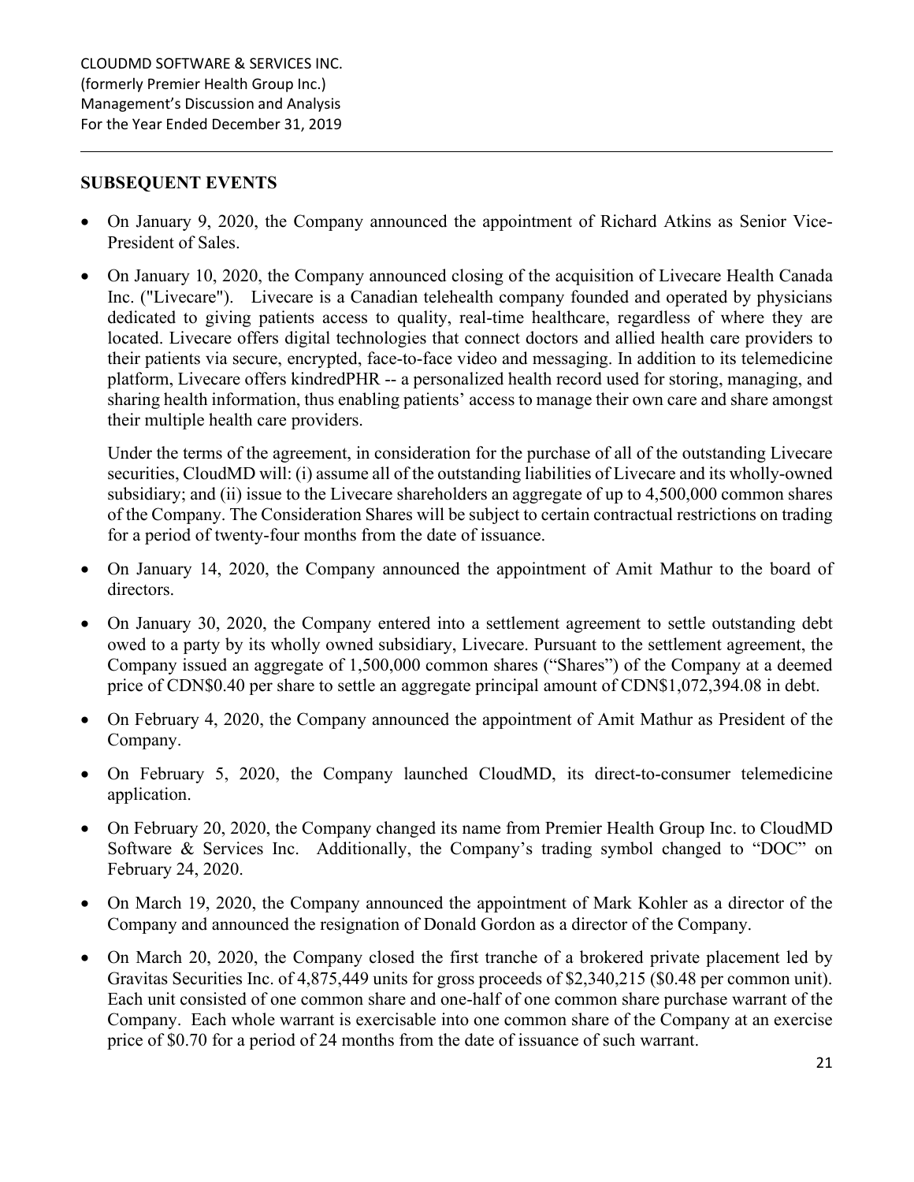## SUBSEQUENT EVENTS

- On January 9, 2020, the Company announced the appointment of Richard Atkins as Senior Vice-President of Sales.
- On January 10, 2020, the Company announced closing of the acquisition of Livecare Health Canada Inc. ("Livecare"). Livecare is a Canadian telehealth company founded and operated by physicians dedicated to giving patients access to quality, real-time healthcare, regardless of where they are located. Livecare offers digital technologies that connect doctors and allied health care providers to their patients via secure, encrypted, face-to-face video and messaging. In addition to its telemedicine platform, Livecare offers kindredPHR -- a personalized health record used for storing, managing, and sharing health information, thus enabling patients' access to manage their own care and share amongst their multiple health care providers.

  Under the terms of the agreement, in consideration for the purchase of all of the outstanding Livecare securities, CloudMD will: (i) assume all of the outstanding liabilities of Livecare and its wholly-owned subsidiary; and (ii) issue to the Livecare shareholders an aggregate of up to 4,500,000 common shares of the Company. The Consideration Shares will be subject to certain contractual restrictions on trading for a period of twenty-four months from the date of issuance.
- On January 14, 2020, the Company announced the appointment of Amit Mathur to the board of directors.
- On January 30, 2020, the Company entered into a settlement agreement to settle outstanding debt owed to a party by its wholly owned subsidiary, Livecare. Pursuant to the settlement agreement, the Company issued an aggregate of 1,500,000 common shares ("Shares") of the Company at a deemed price of CDN$0.40 per share to settle an aggregate principal amount of CDN$1,072,394.08 in debt.
- On February 4, 2020, the Company announced the appointment of Amit Mathur as President of the Company.
- On February 5, 2020, the Company launched CloudMD, its direct-to-consumer telemedicine application.
- On February 20, 2020, the Company changed its name from Premier Health Group Inc. to CloudMD Software & Services Inc. Additionally, the Company's trading symbol changed to "DOC" on February 24, 2020.
- On March 19, 2020, the Company announced the appointment of Mark Kohler as a director of the Company and announced the resignation of Donald Gordon as a director of the Company.
- On March 20, 2020, the Company closed the first tranche of a brokered private placement led by Gravitas Securities Inc. of 4,875,449 units for gross proceeds of $2,340,215 ($0.48 per common unit). Each unit consisted of one common share and one-half of one common share purchase warrant of the Company. Each whole warrant is exercisable into one common share of the Company at an exercise price of $0.70 for a period of 24 months from the date of issuance of such warrant.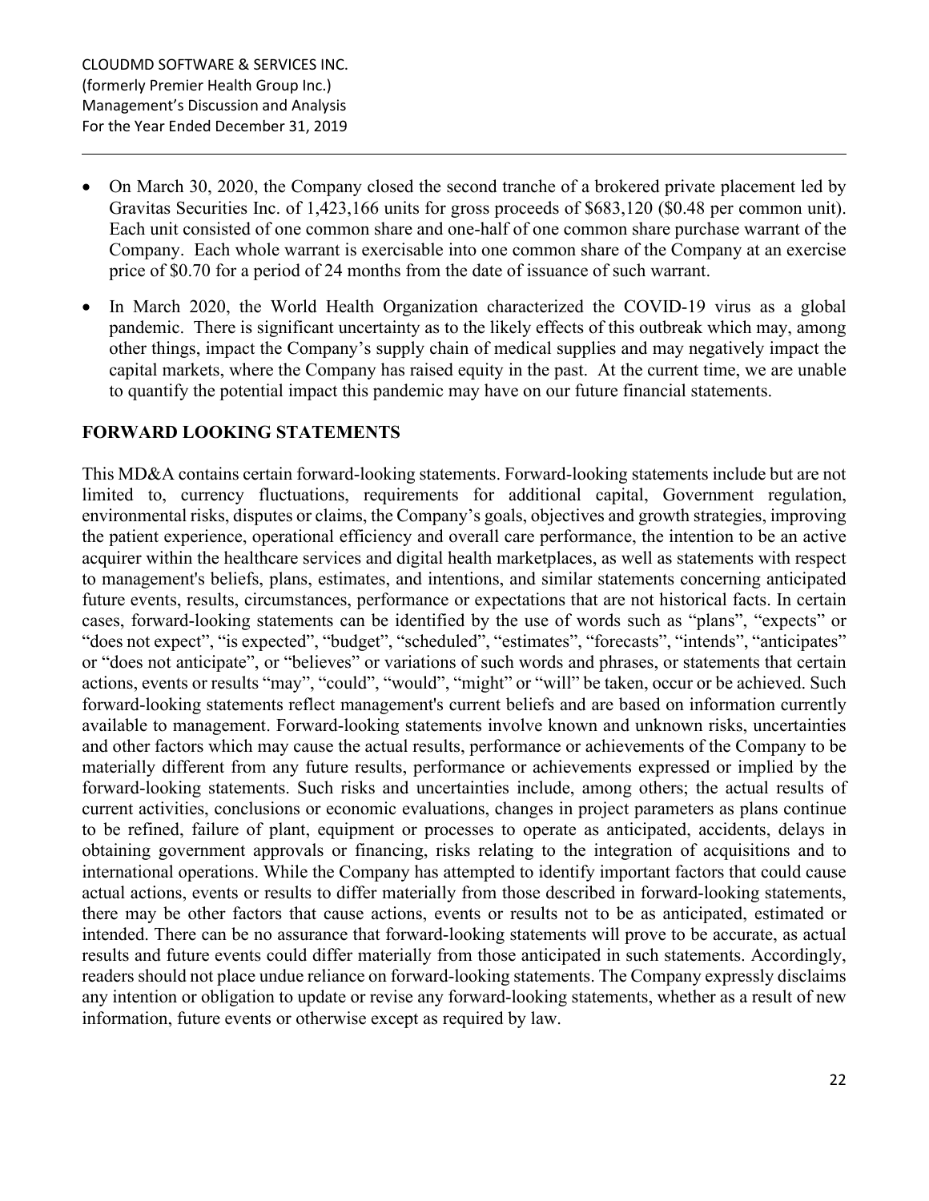- On March 30, 2020, the Company closed the second tranche of a brokered private placement led by Gravitas Securities Inc. of 1,423,166 units for gross proceeds of $683,120 ($0.48 per common unit). Each unit consisted of one common share and one-half of one common share purchase warrant of the Company. Each whole warrant is exercisable into one common share of the Company at an exercise price of $0.70 for a period of 24 months from the date of issuance of such warrant.
- In March 2020, the World Health Organization characterized the COVID-19 virus as a global pandemic. There is significant uncertainty as to the likely effects of this outbreak which may, among other things, impact the Company's supply chain of medical supplies and may negatively impact the capital markets, where the Company has raised equity in the past. At the current time, we are unable to quantify the potential impact this pandemic may have on our future financial statements.

## FORWARD LOOKING STATEMENTS

This MD&A contains certain forward-looking statements. Forward-looking statements include but are not limited to, currency fluctuations, requirements for additional capital, Government regulation, environmental risks, disputes or claims, the Company's goals, objectives and growth strategies, improving the patient experience, operational efficiency and overall care performance, the intention to be an active acquirer within the healthcare services and digital health marketplaces, as well as statements with respect to management's beliefs, plans, estimates, and intentions, and similar statements concerning anticipated future events, results, circumstances, performance or expectations that are not historical facts. In certain cases, forward-looking statements can be identified by the use of words such as "plans", "expects" or "does not expect", "is expected", "budget", "scheduled", "estimates", "forecasts", "intends", "anticipates" or "does not anticipate", or "believes" or variations of such words and phrases, or statements that certain actions, events or results "may", "could", "would", "might" or "will" be taken, occur or be achieved. Such forward-looking statements reflect management's current beliefs and are based on information currently available to management. Forward-looking statements involve known and unknown risks, uncertainties and other factors which may cause the actual results, performance or achievements of the Company to be materially different from any future results, performance or achievements expressed or implied by the forward-looking statements. Such risks and uncertainties include, among others; the actual results of current activities, conclusions or economic evaluations, changes in project parameters as plans continue to be refined, failure of plant, equipment or processes to operate as anticipated, accidents, delays in obtaining government approvals or financing, risks relating to the integration of acquisitions and to international operations. While the Company has attempted to identify important factors that could cause actual actions, events or results to differ materially from those described in forward-looking statements, there may be other factors that cause actions, events or results not to be as anticipated, estimated or intended. There can be no assurance that forward-looking statements will prove to be accurate, as actual results and future events could differ materially from those anticipated in such statements. Accordingly, readers should not place undue reliance on forward-looking statements. The Company expressly disclaims any intention or obligation to update or revise any forward-looking statements, whether as a result of new information, future events or otherwise except as required by law.